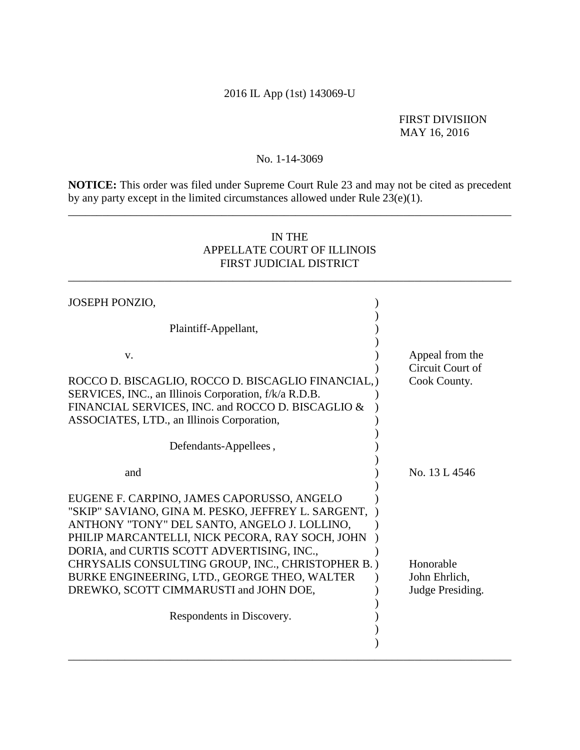2016 IL App (1st) 143069-U

FIRST DIVISIION
MAY 16, 2016

No. 1-14-3069

**NOTICE:** This order was filed under Supreme Court Rule 23 and may not be cited as precedent by any party except in the limited circumstances allowed under Rule 23(e)(1).

---

IN THE
APPELLATE COURT OF ILLINOIS
FIRST JUDICIAL DISTRICT

---

| | |
|---|---|
| JOSEPH PONZIO,<br><br>Plaintiff-Appellant,<br><br>v.<br><br>ROCCO D. BISCAGLIO, ROCCO D. BISCAGLIO FINANCIAL, SERVICES, INC., an Illinois Corporation, f/k/a R.D.B. FINANCIAL SERVICES, INC. and ROCCO D. BISCAGLIO & ASSOCIATES, LTD., an Illinois Corporation,<br><br>Defendants-Appellees ,<br><br>and<br><br>EUGENE F. CARPINO, JAMES CAPORUSSO, ANGELO "SKIP" SAVIANO, GINA M. PESKO, JEFFREY L. SARGENT, ANTHONY "TONY" DEL SANTO, ANGELO J. LOLLINO, PHILIP MARCANTELLI, NICK PECORA, RAY SOCH, JOHN DORIA, and CURTIS SCOTT ADVERTISING, INC., CHRYSALIS CONSULTING GROUP, INC., CHRISTOPHER B. BURKE ENGINEERING, LTD., GEORGE THEO, WALTER DREWKO, SCOTT CIMMARUSTI and JOHN DOE,<br><br>Respondents in Discovery. | Appeal from the Circuit Court of Cook County.<br><br>No. 13 L 4546<br><br>Honorable John Ehrlich, Judge Presiding. |

---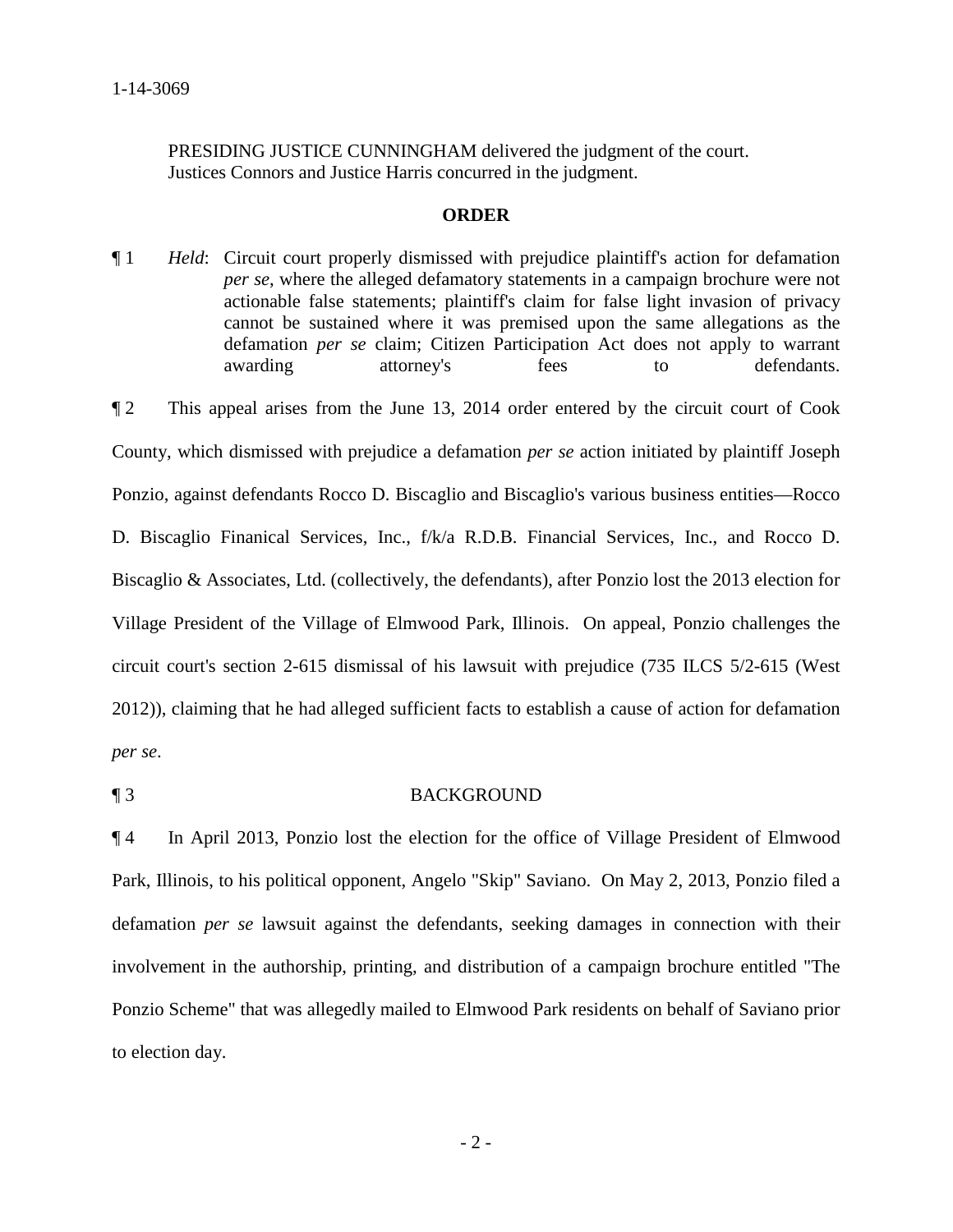PRESIDING JUSTICE CUNNINGHAM delivered the judgment of the court.
Justices Connors and Justice Harris concurred in the judgment.

**ORDER**

¶ 1 *Held*: Circuit court properly dismissed with prejudice plaintiff's action for defamation *per se*, where the alleged defamatory statements in a campaign brochure were not actionable false statements; plaintiff's claim for false light invasion of privacy cannot be sustained where it was premised upon the same allegations as the defamation *per se* claim; Citizen Participation Act does not apply to warrant awarding attorney's fees to defendants.

¶ 2 This appeal arises from the June 13, 2014 order entered by the circuit court of Cook County, which dismissed with prejudice a defamation *per se* action initiated by plaintiff Joseph Ponzio, against defendants Rocco D. Biscaglio and Biscaglio's various business entities—Rocco D. Biscaglio Finanical Services, Inc., f/k/a R.D.B. Financial Services, Inc., and Rocco D. Biscaglio & Associates, Ltd. (collectively, the defendants), after Ponzio lost the 2013 election for Village President of the Village of Elmwood Park, Illinois. On appeal, Ponzio challenges the circuit court's section 2-615 dismissal of his lawsuit with prejudice (735 ILCS 5/2-615 (West 2012)), claiming that he had alleged sufficient facts to establish a cause of action for defamation *per se*.

¶ 3 BACKGROUND

¶ 4 In April 2013, Ponzio lost the election for the office of Village President of Elmwood Park, Illinois, to his political opponent, Angelo "Skip" Saviano. On May 2, 2013, Ponzio filed a defamation *per se* lawsuit against the defendants, seeking damages in connection with their involvement in the authorship, printing, and distribution of a campaign brochure entitled "The Ponzio Scheme" that was allegedly mailed to Elmwood Park residents on behalf of Saviano prior to election day.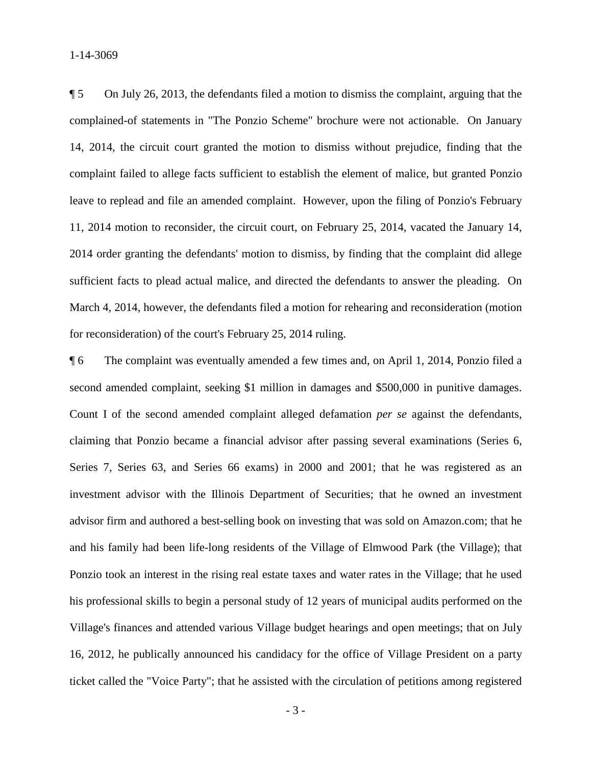¶ 5 On July 26, 2013, the defendants filed a motion to dismiss the complaint, arguing that the complained-of statements in "The Ponzio Scheme" brochure were not actionable. On January 14, 2014, the circuit court granted the motion to dismiss without prejudice, finding that the complaint failed to allege facts sufficient to establish the element of malice, but granted Ponzio leave to replead and file an amended complaint. However, upon the filing of Ponzio's February 11, 2014 motion to reconsider, the circuit court, on February 25, 2014, vacated the January 14, 2014 order granting the defendants' motion to dismiss, by finding that the complaint did allege sufficient facts to plead actual malice, and directed the defendants to answer the pleading. On March 4, 2014, however, the defendants filed a motion for rehearing and reconsideration (motion for reconsideration) of the court's February 25, 2014 ruling.

¶ 6 The complaint was eventually amended a few times and, on April 1, 2014, Ponzio filed a second amended complaint, seeking $1 million in damages and $500,000 in punitive damages. Count I of the second amended complaint alleged defamation *per se* against the defendants, claiming that Ponzio became a financial advisor after passing several examinations (Series 6, Series 7, Series 63, and Series 66 exams) in 2000 and 2001; that he was registered as an investment advisor with the Illinois Department of Securities; that he owned an investment advisor firm and authored a best-selling book on investing that was sold on Amazon.com; that he and his family had been life-long residents of the Village of Elmwood Park (the Village); that Ponzio took an interest in the rising real estate taxes and water rates in the Village; that he used his professional skills to begin a personal study of 12 years of municipal audits performed on the Village's finances and attended various Village budget hearings and open meetings; that on July 16, 2012, he publically announced his candidacy for the office of Village President on a party ticket called the "Voice Party"; that he assisted with the circulation of petitions among registered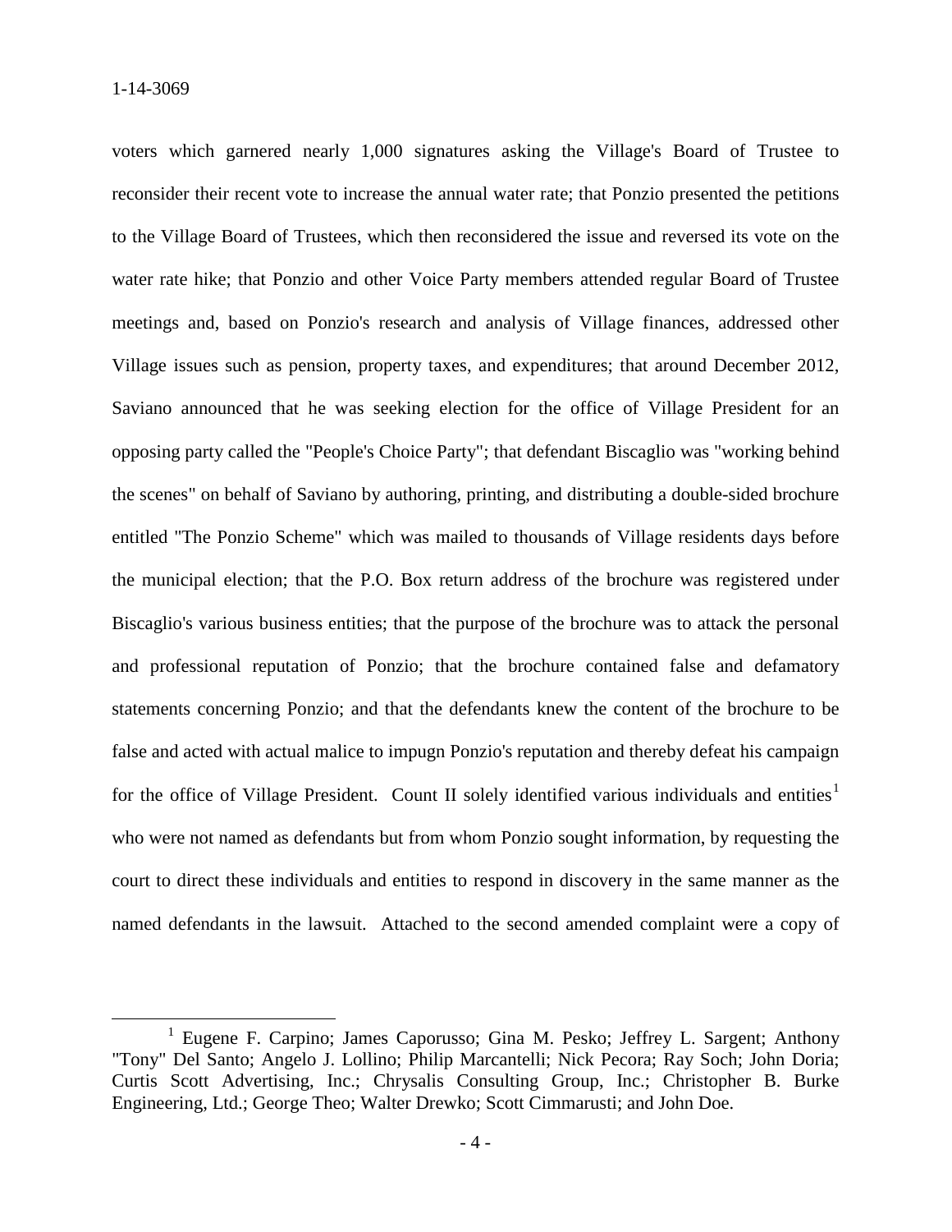voters which garnered nearly 1,000 signatures asking the Village's Board of Trustee to reconsider their recent vote to increase the annual water rate; that Ponzio presented the petitions to the Village Board of Trustees, which then reconsidered the issue and reversed its vote on the water rate hike; that Ponzio and other Voice Party members attended regular Board of Trustee meetings and, based on Ponzio's research and analysis of Village finances, addressed other Village issues such as pension, property taxes, and expenditures; that around December 2012, Saviano announced that he was seeking election for the office of Village President for an opposing party called the "People's Choice Party"; that defendant Biscaglio was "working behind the scenes" on behalf of Saviano by authoring, printing, and distributing a double-sided brochure entitled "The Ponzio Scheme" which was mailed to thousands of Village residents days before the municipal election; that the P.O. Box return address of the brochure was registered under Biscaglio's various business entities; that the purpose of the brochure was to attack the personal and professional reputation of Ponzio; that the brochure contained false and defamatory statements concerning Ponzio; and that the defendants knew the content of the brochure to be false and acted with actual malice to impugn Ponzio's reputation and thereby defeat his campaign for the office of Village President. Count II solely identified various individuals and entities[1] who were not named as defendants but from whom Ponzio sought information, by requesting the court to direct these individuals and entities to respond in discovery in the same manner as the named defendants in the lawsuit. Attached to the second amended complaint were a copy of

[1] Eugene F. Carpino; James Caporusso; Gina M. Pesko; Jeffrey L. Sargent; Anthony "Tony" Del Santo; Angelo J. Lollino; Philip Marcantelli; Nick Pecora; Ray Soch; John Doria; Curtis Scott Advertising, Inc.; Chrysalis Consulting Group, Inc.; Christopher B. Burke Engineering, Ltd.; George Theo; Walter Drewko; Scott Cimmarusti; and John Doe.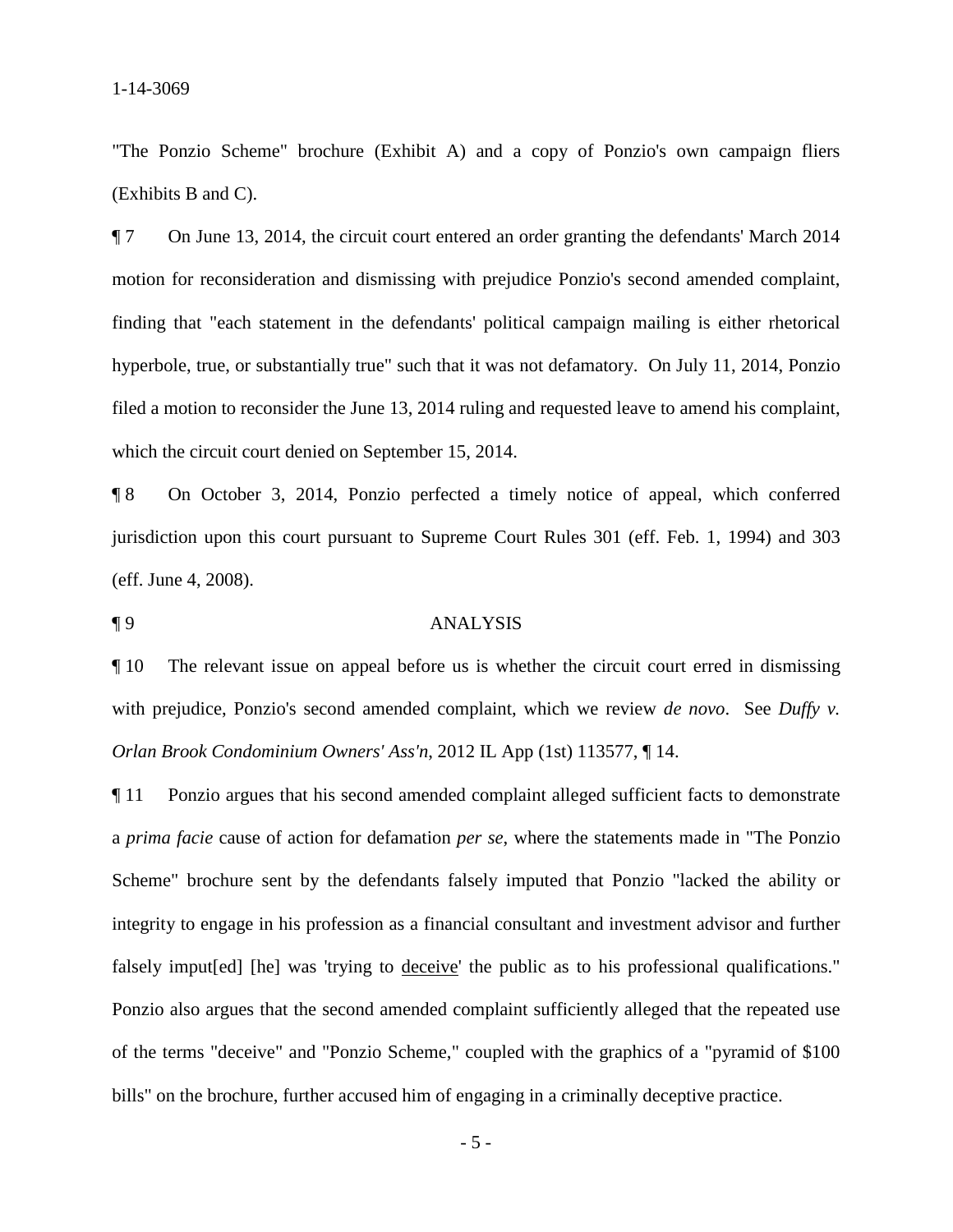"The Ponzio Scheme" brochure (Exhibit A) and a copy of Ponzio's own campaign fliers (Exhibits B and C).

¶ 7 On June 13, 2014, the circuit court entered an order granting the defendants' March 2014 motion for reconsideration and dismissing with prejudice Ponzio's second amended complaint, finding that "each statement in the defendants' political campaign mailing is either rhetorical hyperbole, true, or substantially true" such that it was not defamatory. On July 11, 2014, Ponzio filed a motion to reconsider the June 13, 2014 ruling and requested leave to amend his complaint, which the circuit court denied on September 15, 2014.

¶ 8 On October 3, 2014, Ponzio perfected a timely notice of appeal, which conferred jurisdiction upon this court pursuant to Supreme Court Rules 301 (eff. Feb. 1, 1994) and 303 (eff. June 4, 2008).

## ¶ 9 ANALYSIS

¶ 10 The relevant issue on appeal before us is whether the circuit court erred in dismissing with prejudice, Ponzio's second amended complaint, which we review *de novo*. See *Duffy v. Orlan Brook Condominium Owners' Ass'n*, 2012 IL App (1st) 113577, ¶ 14.

¶ 11 Ponzio argues that his second amended complaint alleged sufficient facts to demonstrate a *prima facie* cause of action for defamation *per se*, where the statements made in "The Ponzio Scheme" brochure sent by the defendants falsely imputed that Ponzio "lacked the ability or integrity to engage in his profession as a financial consultant and investment advisor and further falsely imput[ed] [he] was 'trying to <u>deceive</u>' the public as to his professional qualifications." Ponzio also argues that the second amended complaint sufficiently alleged that the repeated use of the terms "deceive" and "Ponzio Scheme," coupled with the graphics of a "pyramid of $100 bills" on the brochure, further accused him of engaging in a criminally deceptive practice.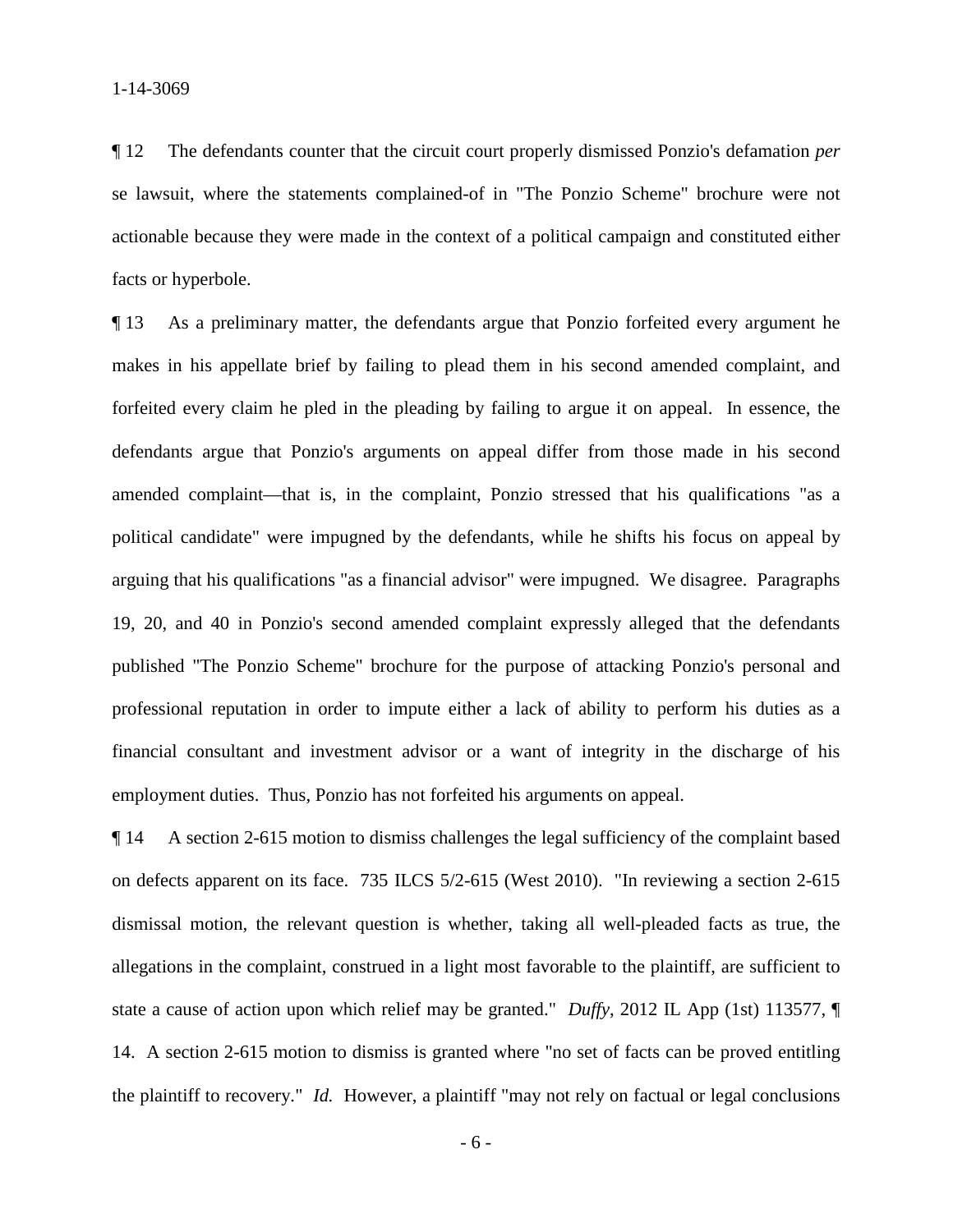¶ 12 The defendants counter that the circuit court properly dismissed Ponzio's defamation *per se* lawsuit, where the statements complained-of in "The Ponzio Scheme" brochure were not actionable because they were made in the context of a political campaign and constituted either facts or hyperbole.

¶ 13 As a preliminary matter, the defendants argue that Ponzio forfeited every argument he makes in his appellate brief by failing to plead them in his second amended complaint, and forfeited every claim he pled in the pleading by failing to argue it on appeal. In essence, the defendants argue that Ponzio's arguments on appeal differ from those made in his second amended complaint—that is, in the complaint, Ponzio stressed that his qualifications "as a political candidate" were impugned by the defendants, while he shifts his focus on appeal by arguing that his qualifications "as a financial advisor" were impugned. We disagree. Paragraphs 19, 20, and 40 in Ponzio's second amended complaint expressly alleged that the defendants published "The Ponzio Scheme" brochure for the purpose of attacking Ponzio's personal and professional reputation in order to impute either a lack of ability to perform his duties as a financial consultant and investment advisor or a want of integrity in the discharge of his employment duties. Thus, Ponzio has not forfeited his arguments on appeal.

¶ 14 A section 2-615 motion to dismiss challenges the legal sufficiency of the complaint based on defects apparent on its face. 735 ILCS 5/2-615 (West 2010). "In reviewing a section 2-615 dismissal motion, the relevant question is whether, taking all well-pleaded facts as true, the allegations in the complaint, construed in a light most favorable to the plaintiff, are sufficient to state a cause of action upon which relief may be granted." *Duffy*, 2012 IL App (1st) 113577, ¶ 14. A section 2-615 motion to dismiss is granted where "no set of facts can be proved entitling the plaintiff to recovery." *Id.* However, a plaintiff "may not rely on factual or legal conclusions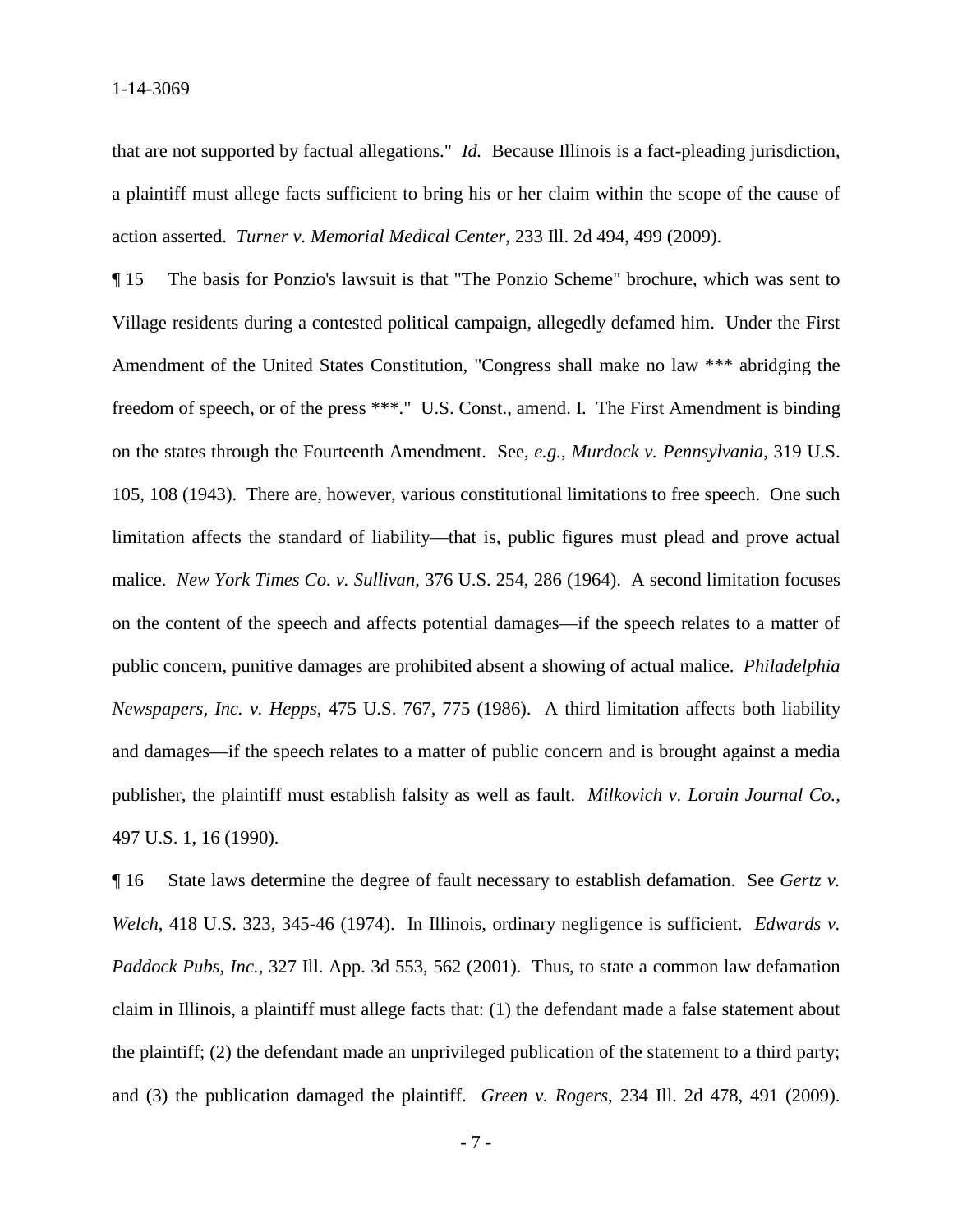that are not supported by factual allegations." *Id.* Because Illinois is a fact-pleading jurisdiction, a plaintiff must allege facts sufficient to bring his or her claim within the scope of the cause of action asserted. *Turner v. Memorial Medical Center*, 233 Ill. 2d 494, 499 (2009).

¶ 15 The basis for Ponzio's lawsuit is that "The Ponzio Scheme" brochure, which was sent to Village residents during a contested political campaign, allegedly defamed him. Under the First Amendment of the United States Constitution, "Congress shall make no law *** abridging the freedom of speech, or of the press ***." U.S. Const., amend. I. The First Amendment is binding on the states through the Fourteenth Amendment. See, *e.g.*, *Murdock v. Pennsylvania*, 319 U.S. 105, 108 (1943). There are, however, various constitutional limitations to free speech. One such limitation affects the standard of liability—that is, public figures must plead and prove actual malice. *New York Times Co. v. Sullivan*, 376 U.S. 254, 286 (1964). A second limitation focuses on the content of the speech and affects potential damages—if the speech relates to a matter of public concern, punitive damages are prohibited absent a showing of actual malice. *Philadelphia Newspapers, Inc. v. Hepps*, 475 U.S. 767, 775 (1986). A third limitation affects both liability and damages—if the speech relates to a matter of public concern and is brought against a media publisher, the plaintiff must establish falsity as well as fault. *Milkovich v. Lorain Journal Co.*, 497 U.S. 1, 16 (1990).

¶ 16 State laws determine the degree of fault necessary to establish defamation. See *Gertz v. Welch*, 418 U.S. 323, 345-46 (1974). In Illinois, ordinary negligence is sufficient. *Edwards v. Paddock Pubs, Inc.*, 327 Ill. App. 3d 553, 562 (2001). Thus, to state a common law defamation claim in Illinois, a plaintiff must allege facts that: (1) the defendant made a false statement about the plaintiff; (2) the defendant made an unprivileged publication of the statement to a third party; and (3) the publication damaged the plaintiff. *Green v. Rogers*, 234 Ill. 2d 478, 491 (2009).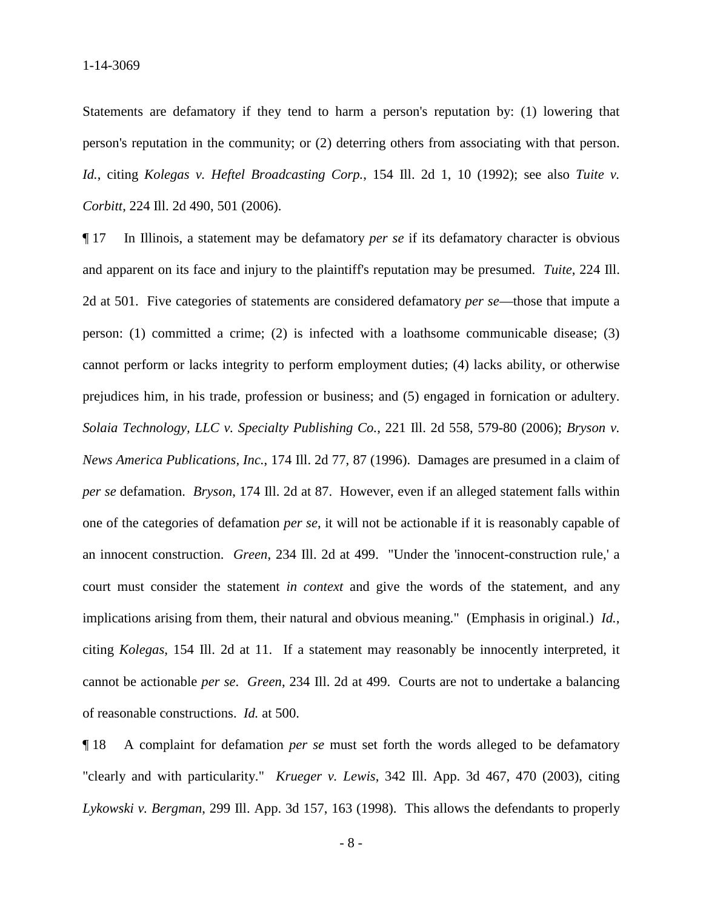Statements are defamatory if they tend to harm a person's reputation by: (1) lowering that person's reputation in the community; or (2) deterring others from associating with that person. *Id.*, citing *Kolegas v. Heftel Broadcasting Corp.*, 154 Ill. 2d 1, 10 (1992); see also *Tuite v. Corbitt*, 224 Ill. 2d 490, 501 (2006).

¶ 17 In Illinois, a statement may be defamatory *per se* if its defamatory character is obvious and apparent on its face and injury to the plaintiff's reputation may be presumed. *Tuite*, 224 Ill. 2d at 501. Five categories of statements are considered defamatory *per se*—those that impute a person: (1) committed a crime; (2) is infected with a loathsome communicable disease; (3) cannot perform or lacks integrity to perform employment duties; (4) lacks ability, or otherwise prejudices him, in his trade, profession or business; and (5) engaged in fornication or adultery. *Solaia Technology, LLC v. Specialty Publishing Co.*, 221 Ill. 2d 558, 579-80 (2006); *Bryson v. News America Publications, Inc.*, 174 Ill. 2d 77, 87 (1996). Damages are presumed in a claim of *per se* defamation. *Bryson*, 174 Ill. 2d at 87. However, even if an alleged statement falls within one of the categories of defamation *per se*, it will not be actionable if it is reasonably capable of an innocent construction. *Green*, 234 Ill. 2d at 499. "Under the 'innocent-construction rule,' a court must consider the statement *in context* and give the words of the statement, and any implications arising from them, their natural and obvious meaning." (Emphasis in original.) *Id.*, citing *Kolegas*, 154 Ill. 2d at 11. If a statement may reasonably be innocently interpreted, it cannot be actionable *per se*. *Green*, 234 Ill. 2d at 499. Courts are not to undertake a balancing of reasonable constructions. *Id.* at 500.

¶ 18 A complaint for defamation *per se* must set forth the words alleged to be defamatory "clearly and with particularity." *Krueger v. Lewis*, 342 Ill. App. 3d 467, 470 (2003), citing *Lykowski v. Bergman*, 299 Ill. App. 3d 157, 163 (1998). This allows the defendants to properly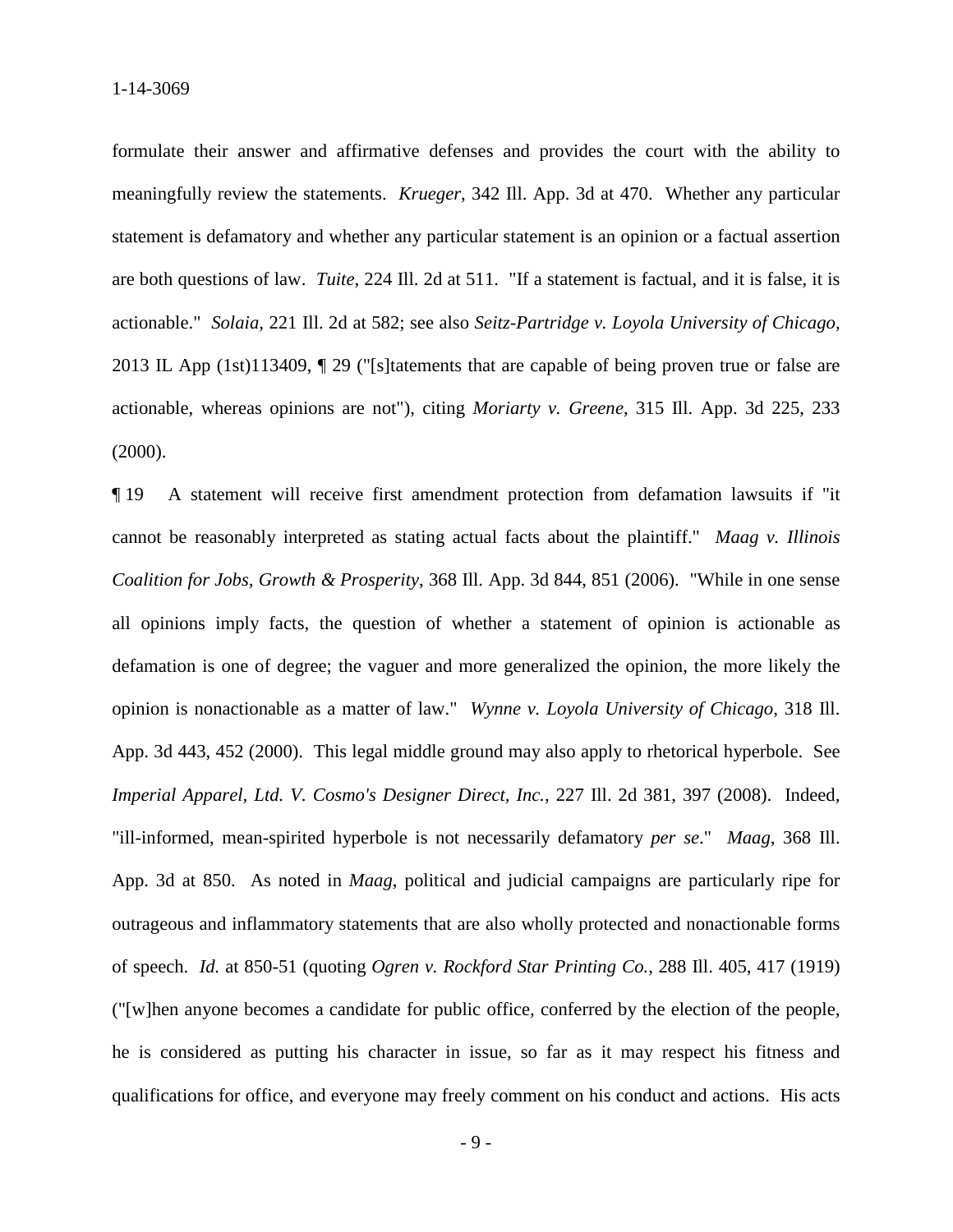formulate their answer and affirmative defenses and provides the court with the ability to meaningfully review the statements. *Krueger*, 342 Ill. App. 3d at 470. Whether any particular statement is defamatory and whether any particular statement is an opinion or a factual assertion are both questions of law. *Tuite*, 224 Ill. 2d at 511. "If a statement is factual, and it is false, it is actionable." *Solaia*, 221 Ill. 2d at 582; see also *Seitz-Partridge v. Loyola University of Chicago*, 2013 IL App (1st)113409, ¶ 29 ("[s]tatements that are capable of being proven true or false are actionable, whereas opinions are not"), citing *Moriarty v. Greene*, 315 Ill. App. 3d 225, 233 (2000).

¶ 19 A statement will receive first amendment protection from defamation lawsuits if "it cannot be reasonably interpreted as stating actual facts about the plaintiff." *Maag v. Illinois Coalition for Jobs, Growth & Prosperity*, 368 Ill. App. 3d 844, 851 (2006). "While in one sense all opinions imply facts, the question of whether a statement of opinion is actionable as defamation is one of degree; the vaguer and more generalized the opinion, the more likely the opinion is nonactionable as a matter of law." *Wynne v. Loyola University of Chicago*, 318 Ill. App. 3d 443, 452 (2000). This legal middle ground may also apply to rhetorical hyperbole. See *Imperial Apparel, Ltd. V. Cosmo's Designer Direct, Inc.*, 227 Ill. 2d 381, 397 (2008). Indeed, "ill-informed, mean-spirited hyperbole is not necessarily defamatory *per se*." *Maag*, 368 Ill. App. 3d at 850. As noted in *Maag*, political and judicial campaigns are particularly ripe for outrageous and inflammatory statements that are also wholly protected and nonactionable forms of speech. *Id.* at 850-51 (quoting *Ogren v. Rockford Star Printing Co.*, 288 Ill. 405, 417 (1919) ("[w]hen anyone becomes a candidate for public office, conferred by the election of the people, he is considered as putting his character in issue, so far as it may respect his fitness and qualifications for office, and everyone may freely comment on his conduct and actions. His acts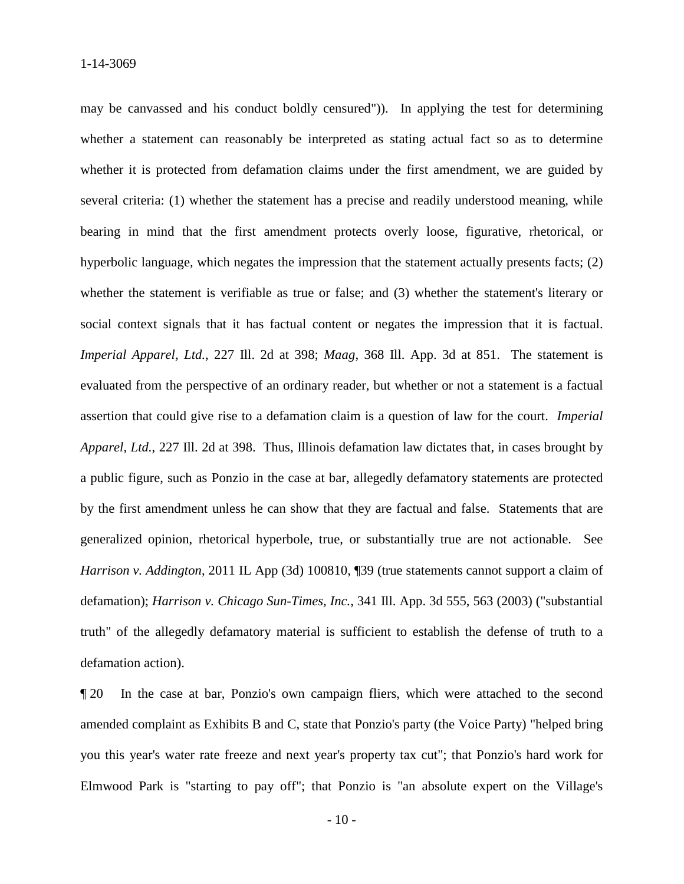may be canvassed and his conduct boldly censured")). In applying the test for determining whether a statement can reasonably be interpreted as stating actual fact so as to determine whether it is protected from defamation claims under the first amendment, we are guided by several criteria: (1) whether the statement has a precise and readily understood meaning, while bearing in mind that the first amendment protects overly loose, figurative, rhetorical, or hyperbolic language, which negates the impression that the statement actually presents facts; (2) whether the statement is verifiable as true or false; and (3) whether the statement's literary or social context signals that it has factual content or negates the impression that it is factual. *Imperial Apparel, Ltd.*, 227 Ill. 2d at 398; *Maag*, 368 Ill. App. 3d at 851. The statement is evaluated from the perspective of an ordinary reader, but whether or not a statement is a factual assertion that could give rise to a defamation claim is a question of law for the court. *Imperial Apparel, Ltd.*, 227 Ill. 2d at 398. Thus, Illinois defamation law dictates that, in cases brought by a public figure, such as Ponzio in the case at bar, allegedly defamatory statements are protected by the first amendment unless he can show that they are factual and false. Statements that are generalized opinion, rhetorical hyperbole, true, or substantially true are not actionable. See *Harrison v. Addington*, 2011 IL App (3d) 100810, ¶39 (true statements cannot support a claim of defamation); *Harrison v. Chicago Sun-Times, Inc.*, 341 Ill. App. 3d 555, 563 (2003) ("substantial truth" of the allegedly defamatory material is sufficient to establish the defense of truth to a defamation action).

¶ 20 In the case at bar, Ponzio's own campaign fliers, which were attached to the second amended complaint as Exhibits B and C, state that Ponzio's party (the Voice Party) "helped bring you this year's water rate freeze and next year's property tax cut"; that Ponzio's hard work for Elmwood Park is "starting to pay off"; that Ponzio is "an absolute expert on the Village's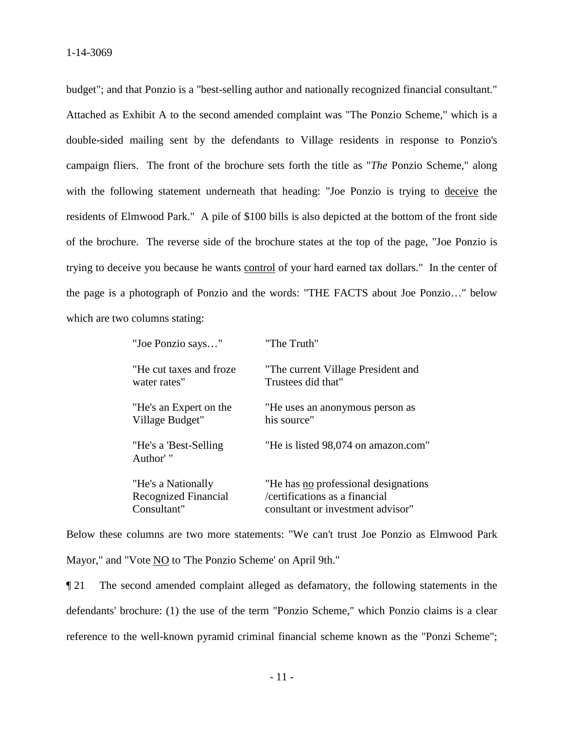budget"; and that Ponzio is a "best-selling author and nationally recognized financial consultant." Attached as Exhibit A to the second amended complaint was "The Ponzio Scheme," which is a double-sided mailing sent by the defendants to Village residents in response to Ponzio's campaign fliers. The front of the brochure sets forth the title as "*The* Ponzio Scheme," along with the following statement underneath that heading: "Joe Ponzio is trying to <u>deceive</u> the residents of Elmwood Park." A pile of $100 bills is also depicted at the bottom of the front side of the brochure. The reverse side of the brochure states at the top of the page, "Joe Ponzio is trying to deceive you because he wants <u>control</u> of your hard earned tax dollars." In the center of the page is a photograph of Ponzio and the words: "THE FACTS about Joe Ponzio…" below which are two columns stating:

| "Joe Ponzio says…" | "The Truth" |
|---|---|
| "He cut taxes and froze water rates" | "The current Village President and Trustees did that" |
| "He's an Expert on the Village Budget" | "He uses an anonymous person as his source" |
| "He's a 'Best-Selling Author' " | "He is listed 98,074 on amazon.com" |
| "He's a Nationally Recognized Financial Consultant" | "He has <u>no</u> professional designations /certifications as a financial consultant or investment advisor" |

Below these columns are two more statements: "We can't trust Joe Ponzio as Elmwood Park Mayor," and "Vote <u>NO</u> to 'The Ponzio Scheme' on April 9th."

¶ 21 The second amended complaint alleged as defamatory, the following statements in the defendants' brochure: (1) the use of the term "Ponzio Scheme," which Ponzio claims is a clear reference to the well-known pyramid criminal financial scheme known as the "Ponzi Scheme";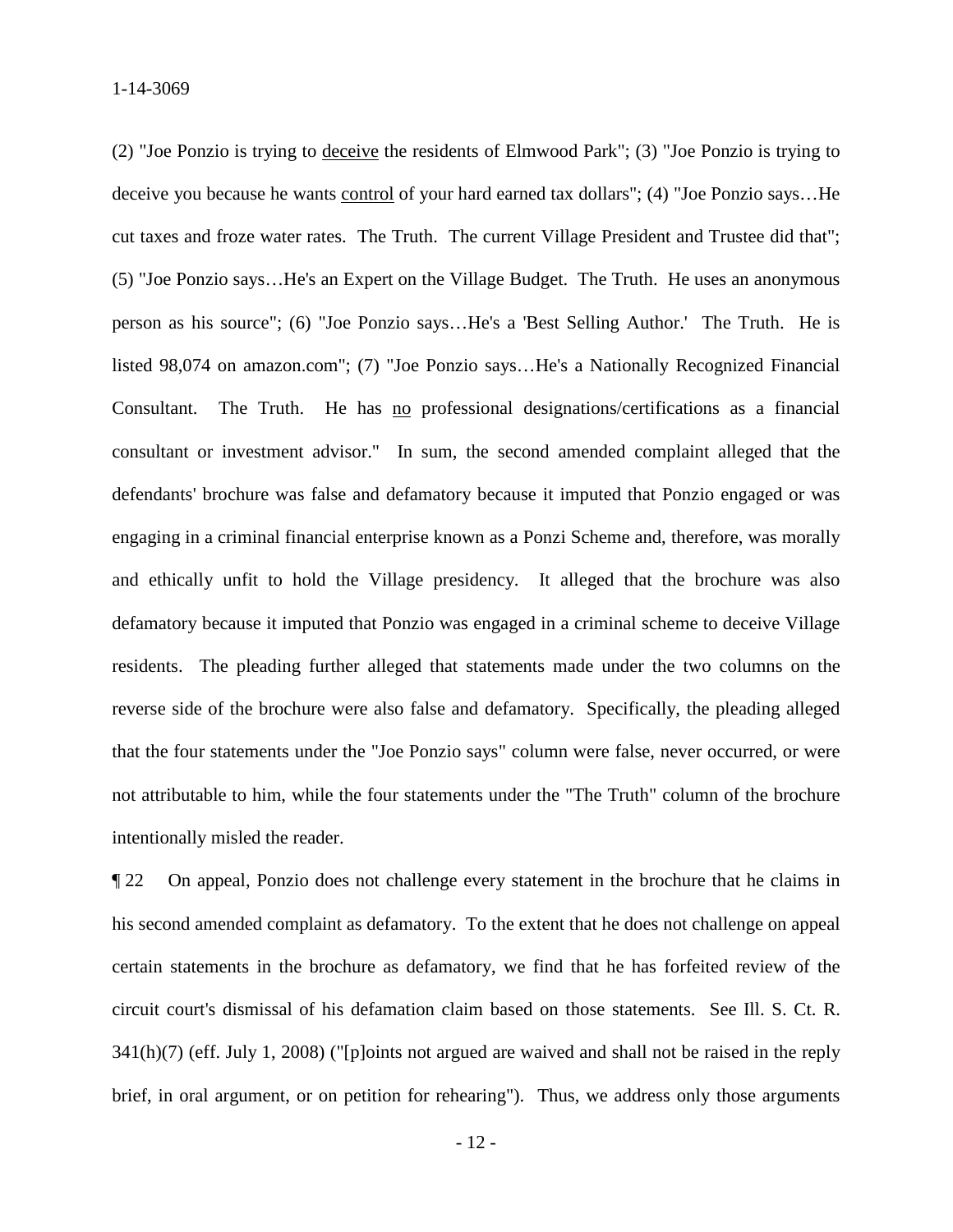(2) "Joe Ponzio is trying to deceive the residents of Elmwood Park"; (3) "Joe Ponzio is trying to deceive you because he wants control of your hard earned tax dollars"; (4) "Joe Ponzio says…He cut taxes and froze water rates. The Truth. The current Village President and Trustee did that"; (5) "Joe Ponzio says…He's an Expert on the Village Budget. The Truth. He uses an anonymous person as his source"; (6) "Joe Ponzio says…He's a 'Best Selling Author.' The Truth. He is listed 98,074 on amazon.com"; (7) "Joe Ponzio says…He's a Nationally Recognized Financial Consultant. The Truth. He has no professional designations/certifications as a financial consultant or investment advisor." In sum, the second amended complaint alleged that the defendants' brochure was false and defamatory because it imputed that Ponzio engaged or was engaging in a criminal financial enterprise known as a Ponzi Scheme and, therefore, was morally and ethically unfit to hold the Village presidency. It alleged that the brochure was also defamatory because it imputed that Ponzio was engaged in a criminal scheme to deceive Village residents. The pleading further alleged that statements made under the two columns on the reverse side of the brochure were also false and defamatory. Specifically, the pleading alleged that the four statements under the "Joe Ponzio says" column were false, never occurred, or were not attributable to him, while the four statements under the "The Truth" column of the brochure intentionally misled the reader.

¶ 22 On appeal, Ponzio does not challenge every statement in the brochure that he claims in his second amended complaint as defamatory. To the extent that he does not challenge on appeal certain statements in the brochure as defamatory, we find that he has forfeited review of the circuit court's dismissal of his defamation claim based on those statements. See Ill. S. Ct. R. 341(h)(7) (eff. July 1, 2008) ("[p]oints not argued are waived and shall not be raised in the reply brief, in oral argument, or on petition for rehearing"). Thus, we address only those arguments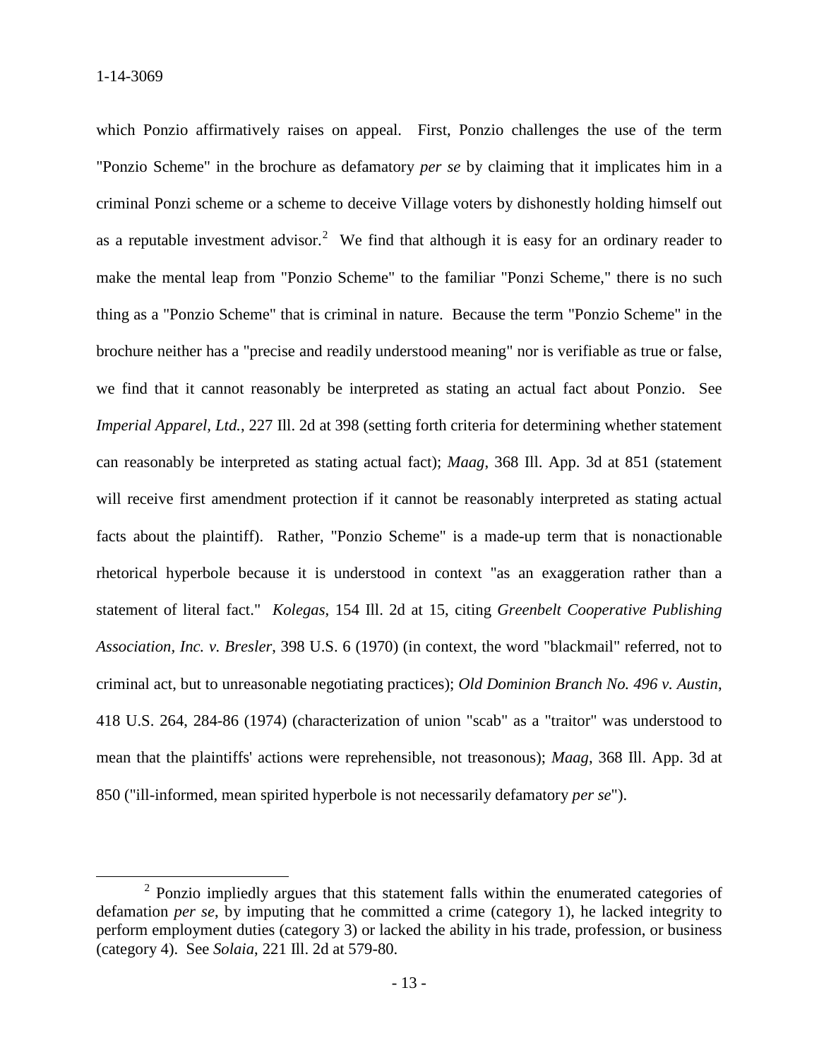which Ponzio affirmatively raises on appeal. First, Ponzio challenges the use of the term "Ponzio Scheme" in the brochure as defamatory *per se* by claiming that it implicates him in a criminal Ponzi scheme or a scheme to deceive Village voters by dishonestly holding himself out as a reputable investment advisor.[2] We find that although it is easy for an ordinary reader to make the mental leap from "Ponzio Scheme" to the familiar "Ponzi Scheme," there is no such thing as a "Ponzio Scheme" that is criminal in nature. Because the term "Ponzio Scheme" in the brochure neither has a "precise and readily understood meaning" nor is verifiable as true or false, we find that it cannot reasonably be interpreted as stating an actual fact about Ponzio. See *Imperial Apparel, Ltd.*, 227 Ill. 2d at 398 (setting forth criteria for determining whether statement can reasonably be interpreted as stating actual fact); *Maag*, 368 Ill. App. 3d at 851 (statement will receive first amendment protection if it cannot be reasonably interpreted as stating actual facts about the plaintiff). Rather, "Ponzio Scheme" is a made-up term that is nonactionable rhetorical hyperbole because it is understood in context "as an exaggeration rather than a statement of literal fact." *Kolegas*, 154 Ill. 2d at 15, citing *Greenbelt Cooperative Publishing Association, Inc. v. Bresler*, 398 U.S. 6 (1970) (in context, the word "blackmail" referred, not to criminal act, but to unreasonable negotiating practices); *Old Dominion Branch No. 496 v. Austin*, 418 U.S. 264, 284-86 (1974) (characterization of union "scab" as a "traitor" was understood to mean that the plaintiffs' actions were reprehensible, not treasonous); *Maag*, 368 Ill. App. 3d at 850 ("ill-informed, mean spirited hyperbole is not necessarily defamatory *per se*").

---

[2] Ponzio impliedly argues that this statement falls within the enumerated categories of defamation *per se*, by imputing that he committed a crime (category 1), he lacked integrity to perform employment duties (category 3) or lacked the ability in his trade, profession, or business (category 4). See *Solaia*, 221 Ill. 2d at 579-80.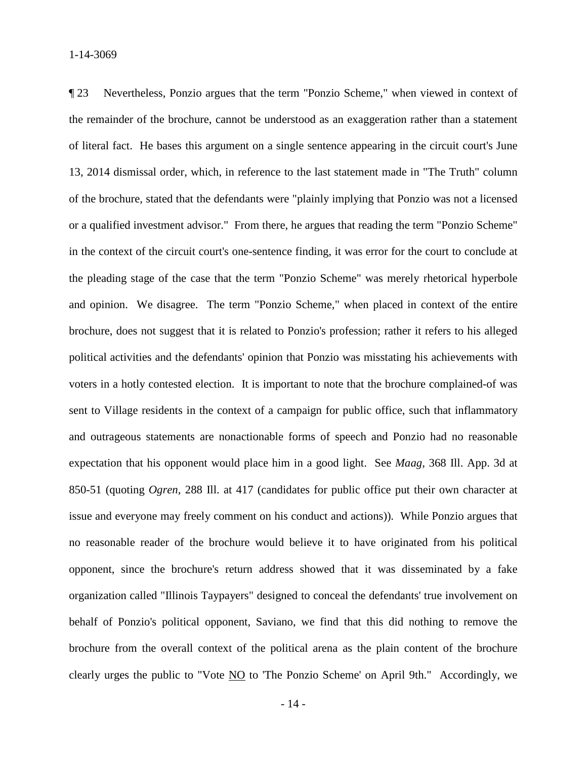¶ 23 Nevertheless, Ponzio argues that the term "Ponzio Scheme," when viewed in context of the remainder of the brochure, cannot be understood as an exaggeration rather than a statement of literal fact. He bases this argument on a single sentence appearing in the circuit court's June 13, 2014 dismissal order, which, in reference to the last statement made in "The Truth" column of the brochure, stated that the defendants were "plainly implying that Ponzio was not a licensed or a qualified investment advisor." From there, he argues that reading the term "Ponzio Scheme" in the context of the circuit court's one-sentence finding, it was error for the court to conclude at the pleading stage of the case that the term "Ponzio Scheme" was merely rhetorical hyperbole and opinion. We disagree. The term "Ponzio Scheme," when placed in context of the entire brochure, does not suggest that it is related to Ponzio's profession; rather it refers to his alleged political activities and the defendants' opinion that Ponzio was misstating his achievements with voters in a hotly contested election. It is important to note that the brochure complained-of was sent to Village residents in the context of a campaign for public office, such that inflammatory and outrageous statements are nonactionable forms of speech and Ponzio had no reasonable expectation that his opponent would place him in a good light. See *Maag*, 368 Ill. App. 3d at 850-51 (quoting *Ogren*, 288 Ill. at 417 (candidates for public office put their own character at issue and everyone may freely comment on his conduct and actions)). While Ponzio argues that no reasonable reader of the brochure would believe it to have originated from his political opponent, since the brochure's return address showed that it was disseminated by a fake organization called "Illinois Taypayers" designed to conceal the defendants' true involvement on behalf of Ponzio's political opponent, Saviano, we find that this did nothing to remove the brochure from the overall context of the political arena as the plain content of the brochure clearly urges the public to "Vote <u>NO</u> to 'The Ponzio Scheme' on April 9th." Accordingly, we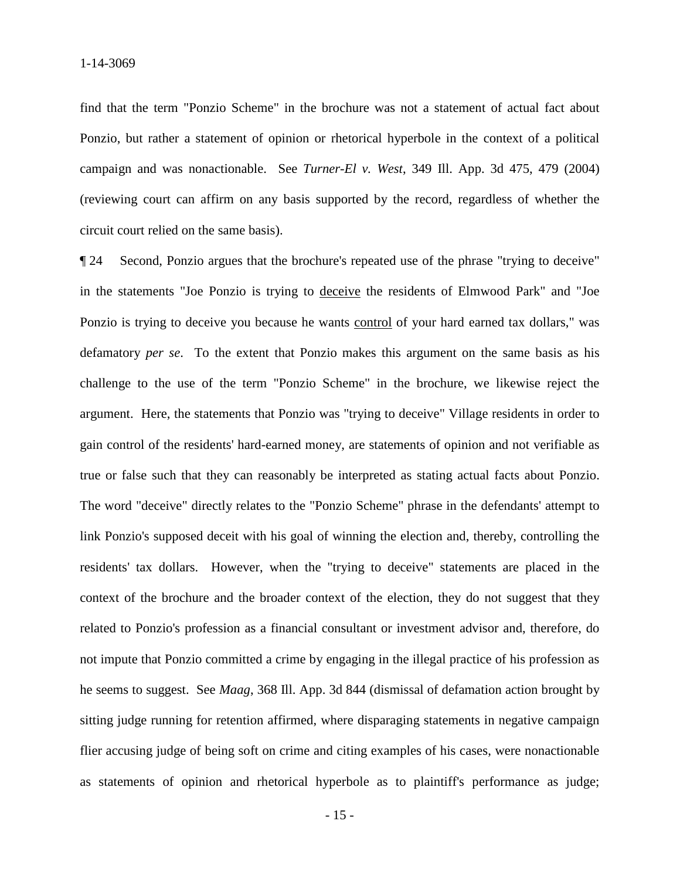find that the term "Ponzio Scheme" in the brochure was not a statement of actual fact about Ponzio, but rather a statement of opinion or rhetorical hyperbole in the context of a political campaign and was nonactionable. See *Turner-El v. West*, 349 Ill. App. 3d 475, 479 (2004) (reviewing court can affirm on any basis supported by the record, regardless of whether the circuit court relied on the same basis).

¶ 24 Second, Ponzio argues that the brochure's repeated use of the phrase "trying to deceive" in the statements "Joe Ponzio is trying to <u>deceive</u> the residents of Elmwood Park" and "Joe Ponzio is trying to deceive you because he wants <u>control</u> of your hard earned tax dollars," was defamatory *per se*. To the extent that Ponzio makes this argument on the same basis as his challenge to the use of the term "Ponzio Scheme" in the brochure, we likewise reject the argument. Here, the statements that Ponzio was "trying to deceive" Village residents in order to gain control of the residents' hard-earned money, are statements of opinion and not verifiable as true or false such that they can reasonably be interpreted as stating actual facts about Ponzio. The word "deceive" directly relates to the "Ponzio Scheme" phrase in the defendants' attempt to link Ponzio's supposed deceit with his goal of winning the election and, thereby, controlling the residents' tax dollars. However, when the "trying to deceive" statements are placed in the context of the brochure and the broader context of the election, they do not suggest that they related to Ponzio's profession as a financial consultant or investment advisor and, therefore, do not impute that Ponzio committed a crime by engaging in the illegal practice of his profession as he seems to suggest. See *Maag*, 368 Ill. App. 3d 844 (dismissal of defamation action brought by sitting judge running for retention affirmed, where disparaging statements in negative campaign flier accusing judge of being soft on crime and citing examples of his cases, were nonactionable as statements of opinion and rhetorical hyperbole as to plaintiff's performance as judge;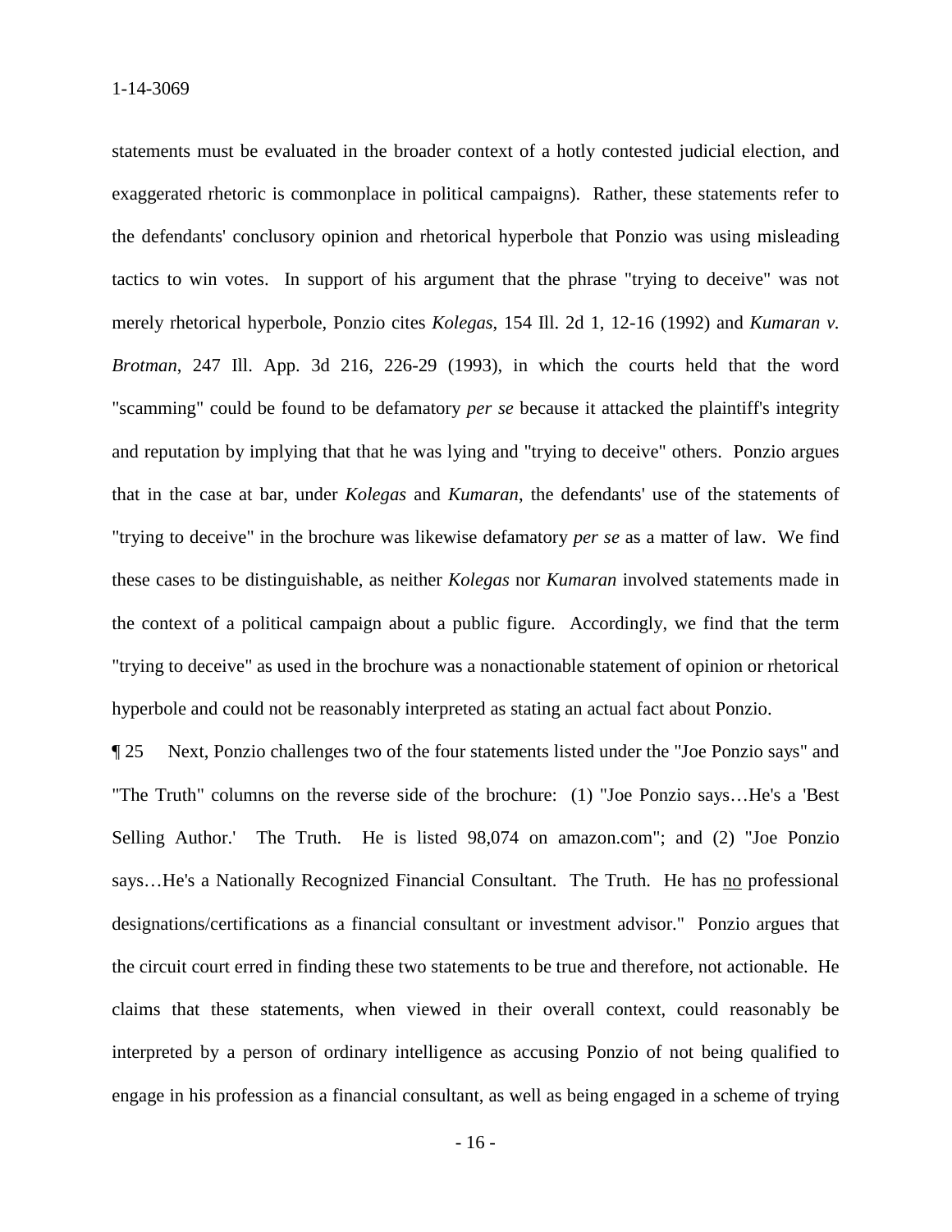statements must be evaluated in the broader context of a hotly contested judicial election, and exaggerated rhetoric is commonplace in political campaigns). Rather, these statements refer to the defendants' conclusory opinion and rhetorical hyperbole that Ponzio was using misleading tactics to win votes. In support of his argument that the phrase "trying to deceive" was not merely rhetorical hyperbole, Ponzio cites *Kolegas*, 154 Ill. 2d 1, 12-16 (1992) and *Kumaran v. Brotman*, 247 Ill. App. 3d 216, 226-29 (1993), in which the courts held that the word "scamming" could be found to be defamatory *per se* because it attacked the plaintiff's integrity and reputation by implying that that he was lying and "trying to deceive" others. Ponzio argues that in the case at bar, under *Kolegas* and *Kumaran*, the defendants' use of the statements of "trying to deceive" in the brochure was likewise defamatory *per se* as a matter of law. We find these cases to be distinguishable, as neither *Kolegas* nor *Kumaran* involved statements made in the context of a political campaign about a public figure. Accordingly, we find that the term "trying to deceive" as used in the brochure was a nonactionable statement of opinion or rhetorical hyperbole and could not be reasonably interpreted as stating an actual fact about Ponzio.

¶ 25 Next, Ponzio challenges two of the four statements listed under the "Joe Ponzio says" and "The Truth" columns on the reverse side of the brochure: (1) "Joe Ponzio says…He's a 'Best Selling Author.' The Truth. He is listed 98,074 on amazon.com"; and (2) "Joe Ponzio says…He's a Nationally Recognized Financial Consultant. The Truth. He has <u>no</u> professional designations/certifications as a financial consultant or investment advisor." Ponzio argues that the circuit court erred in finding these two statements to be true and therefore, not actionable. He claims that these statements, when viewed in their overall context, could reasonably be interpreted by a person of ordinary intelligence as accusing Ponzio of not being qualified to engage in his profession as a financial consultant, as well as being engaged in a scheme of trying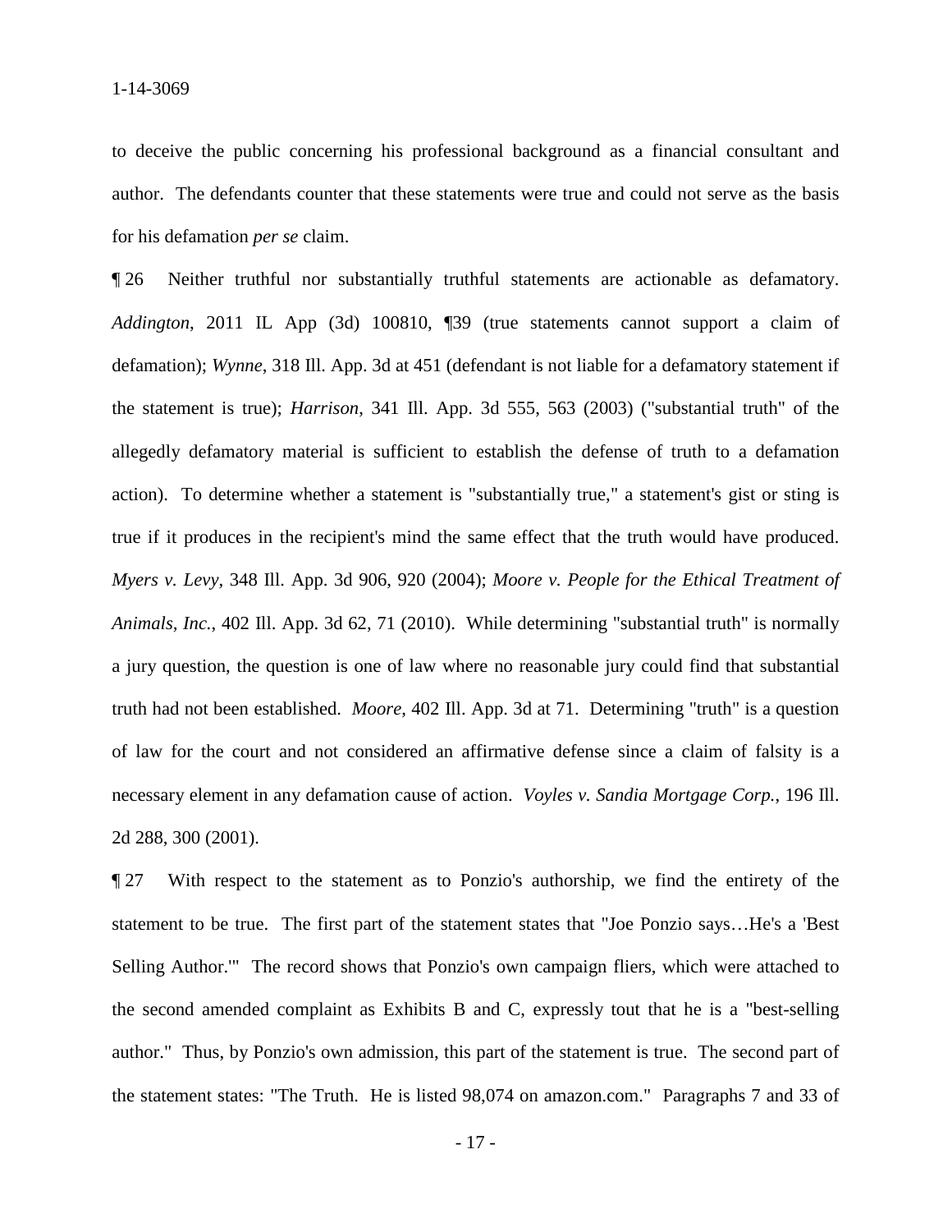to deceive the public concerning his professional background as a financial consultant and author. The defendants counter that these statements were true and could not serve as the basis for his defamation *per se* claim.

¶ 26 Neither truthful nor substantially truthful statements are actionable as defamatory. *Addington*, 2011 IL App (3d) 100810, ¶39 (true statements cannot support a claim of defamation); *Wynne*, 318 Ill. App. 3d at 451 (defendant is not liable for a defamatory statement if the statement is true); *Harrison*, 341 Ill. App. 3d 555, 563 (2003) ("substantial truth" of the allegedly defamatory material is sufficient to establish the defense of truth to a defamation action). To determine whether a statement is "substantially true," a statement's gist or sting is true if it produces in the recipient's mind the same effect that the truth would have produced. *Myers v. Levy*, 348 Ill. App. 3d 906, 920 (2004); *Moore v. People for the Ethical Treatment of Animals, Inc.*, 402 Ill. App. 3d 62, 71 (2010). While determining "substantial truth" is normally a jury question, the question is one of law where no reasonable jury could find that substantial truth had not been established. *Moore*, 402 Ill. App. 3d at 71. Determining "truth" is a question of law for the court and not considered an affirmative defense since a claim of falsity is a necessary element in any defamation cause of action. *Voyles v. Sandia Mortgage Corp.*, 196 Ill. 2d 288, 300 (2001).

¶ 27 With respect to the statement as to Ponzio's authorship, we find the entirety of the statement to be true. The first part of the statement states that "Joe Ponzio says…He's a 'Best Selling Author.'" The record shows that Ponzio's own campaign fliers, which were attached to the second amended complaint as Exhibits B and C, expressly tout that he is a "best-selling author." Thus, by Ponzio's own admission, this part of the statement is true. The second part of the statement states: "The Truth. He is listed 98,074 on amazon.com." Paragraphs 7 and 33 of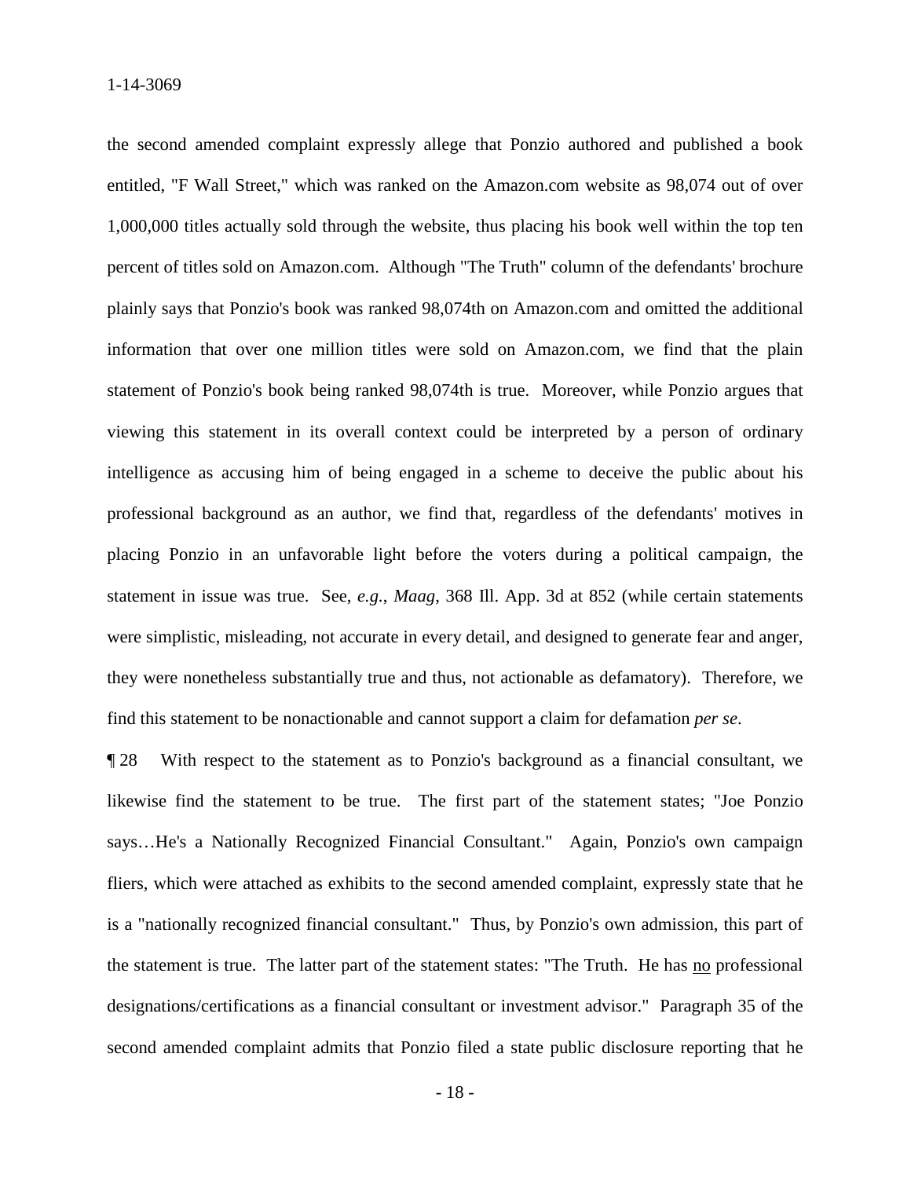the second amended complaint expressly allege that Ponzio authored and published a book entitled, "F Wall Street," which was ranked on the Amazon.com website as 98,074 out of over 1,000,000 titles actually sold through the website, thus placing his book well within the top ten percent of titles sold on Amazon.com. Although "The Truth" column of the defendants' brochure plainly says that Ponzio's book was ranked 98,074th on Amazon.com and omitted the additional information that over one million titles were sold on Amazon.com, we find that the plain statement of Ponzio's book being ranked 98,074th is true. Moreover, while Ponzio argues that viewing this statement in its overall context could be interpreted by a person of ordinary intelligence as accusing him of being engaged in a scheme to deceive the public about his professional background as an author, we find that, regardless of the defendants' motives in placing Ponzio in an unfavorable light before the voters during a political campaign, the statement in issue was true. See, *e.g.*, *Maag*, 368 Ill. App. 3d at 852 (while certain statements were simplistic, misleading, not accurate in every detail, and designed to generate fear and anger, they were nonetheless substantially true and thus, not actionable as defamatory). Therefore, we find this statement to be nonactionable and cannot support a claim for defamation *per se*.

¶ 28 With respect to the statement as to Ponzio's background as a financial consultant, we likewise find the statement to be true. The first part of the statement states; "Joe Ponzio says…He's a Nationally Recognized Financial Consultant." Again, Ponzio's own campaign fliers, which were attached as exhibits to the second amended complaint, expressly state that he is a "nationally recognized financial consultant." Thus, by Ponzio's own admission, this part of the statement is true. The latter part of the statement states: "The Truth. He has <u>no</u> professional designations/certifications as a financial consultant or investment advisor." Paragraph 35 of the second amended complaint admits that Ponzio filed a state public disclosure reporting that he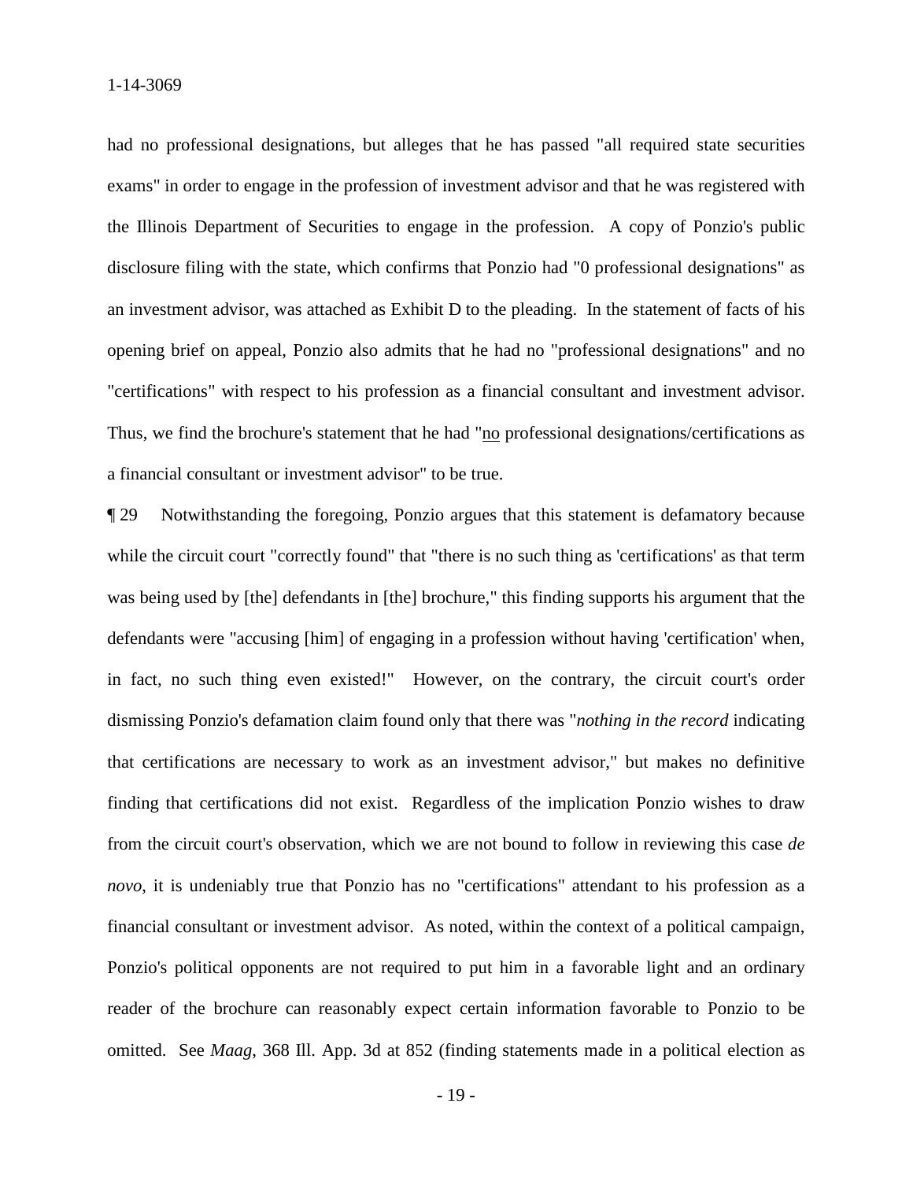had no professional designations, but alleges that he has passed "all required state securities exams" in order to engage in the profession of investment advisor and that he was registered with the Illinois Department of Securities to engage in the profession. A copy of Ponzio's public disclosure filing with the state, which confirms that Ponzio had "0 professional designations" as an investment advisor, was attached as Exhibit D to the pleading. In the statement of facts of his opening brief on appeal, Ponzio also admits that he had no "professional designations" and no "certifications" with respect to his profession as a financial consultant and investment advisor. Thus, we find the brochure's statement that he had "<u>no</u> professional designations/certifications as a financial consultant or investment advisor" to be true.

¶ 29 Notwithstanding the foregoing, Ponzio argues that this statement is defamatory because while the circuit court "correctly found" that "there is no such thing as 'certifications' as that term was being used by [the] defendants in [the] brochure," this finding supports his argument that the defendants were "accusing [him] of engaging in a profession without having 'certification' when, in fact, no such thing even existed!" However, on the contrary, the circuit court's order dismissing Ponzio's defamation claim found only that there was "*nothing in the record* indicating that certifications are necessary to work as an investment advisor," but makes no definitive finding that certifications did not exist. Regardless of the implication Ponzio wishes to draw from the circuit court's observation, which we are not bound to follow in reviewing this case *de novo*, it is undeniably true that Ponzio has no "certifications" attendant to his profession as a financial consultant or investment advisor. As noted, within the context of a political campaign, Ponzio's political opponents are not required to put him in a favorable light and an ordinary reader of the brochure can reasonably expect certain information favorable to Ponzio to be omitted. See *Maag*, 368 Ill. App. 3d at 852 (finding statements made in a political election as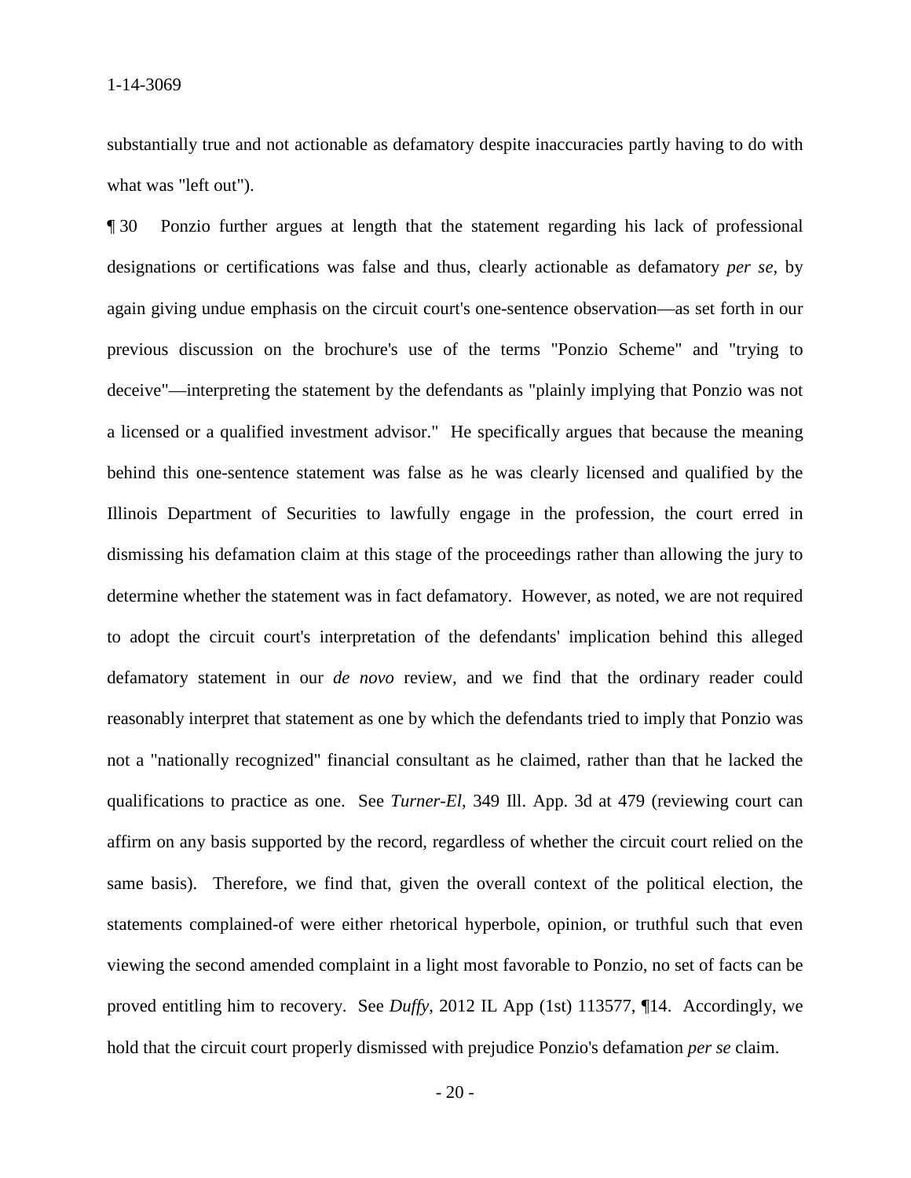substantially true and not actionable as defamatory despite inaccuracies partly having to do with what was "left out").

¶ 30 Ponzio further argues at length that the statement regarding his lack of professional designations or certifications was false and thus, clearly actionable as defamatory *per se*, by again giving undue emphasis on the circuit court's one-sentence observation—as set forth in our previous discussion on the brochure's use of the terms "Ponzio Scheme" and "trying to deceive"—interpreting the statement by the defendants as "plainly implying that Ponzio was not a licensed or a qualified investment advisor." He specifically argues that because the meaning behind this one-sentence statement was false as he was clearly licensed and qualified by the Illinois Department of Securities to lawfully engage in the profession, the court erred in dismissing his defamation claim at this stage of the proceedings rather than allowing the jury to determine whether the statement was in fact defamatory. However, as noted, we are not required to adopt the circuit court's interpretation of the defendants' implication behind this alleged defamatory statement in our *de novo* review, and we find that the ordinary reader could reasonably interpret that statement as one by which the defendants tried to imply that Ponzio was not a "nationally recognized" financial consultant as he claimed, rather than that he lacked the qualifications to practice as one. See *Turner-El*, 349 Ill. App. 3d at 479 (reviewing court can affirm on any basis supported by the record, regardless of whether the circuit court relied on the same basis). Therefore, we find that, given the overall context of the political election, the statements complained-of were either rhetorical hyperbole, opinion, or truthful such that even viewing the second amended complaint in a light most favorable to Ponzio, no set of facts can be proved entitling him to recovery. See *Duffy*, 2012 IL App (1st) 113577, ¶14. Accordingly, we hold that the circuit court properly dismissed with prejudice Ponzio's defamation *per se* claim.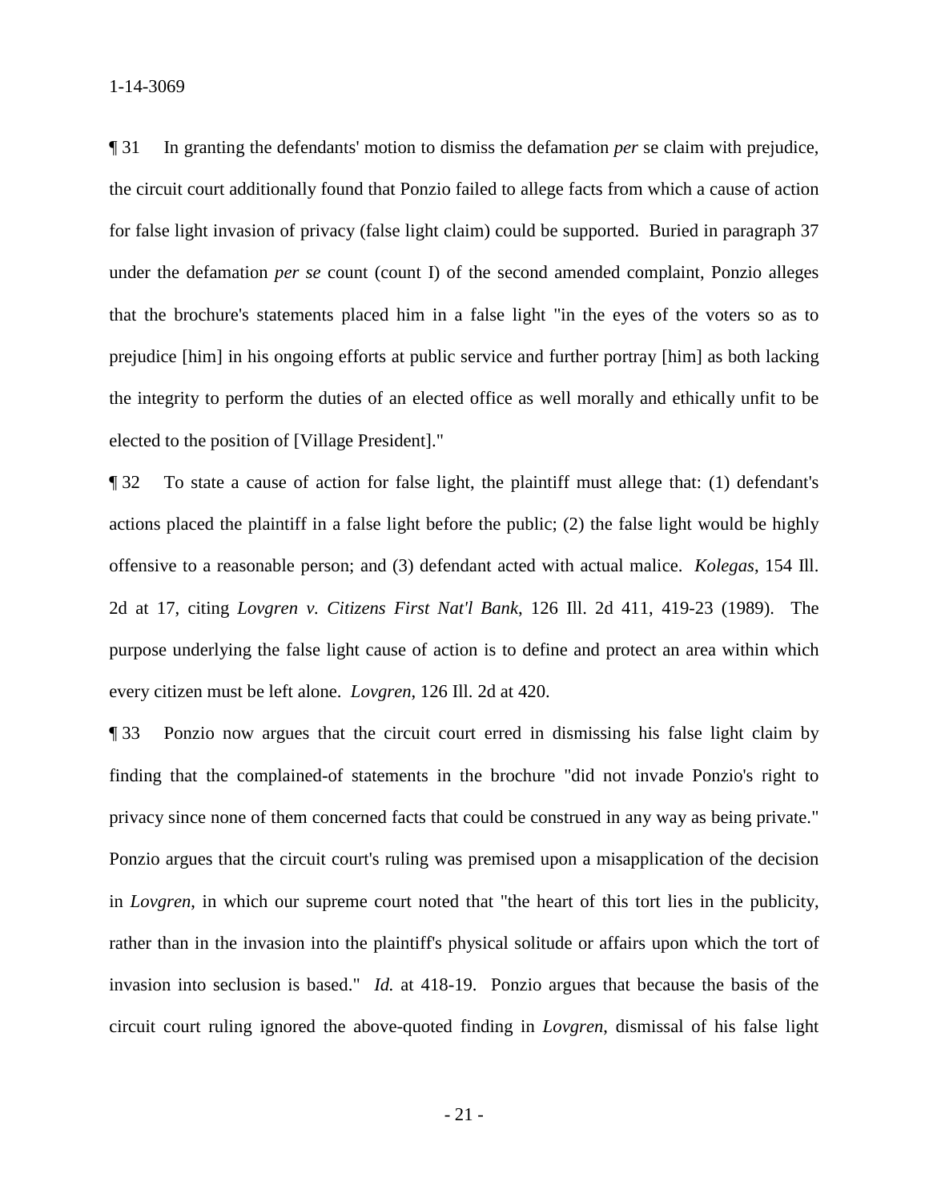¶ 31 In granting the defendants' motion to dismiss the defamation *per* se claim with prejudice, the circuit court additionally found that Ponzio failed to allege facts from which a cause of action for false light invasion of privacy (false light claim) could be supported. Buried in paragraph 37 under the defamation *per se* count (count I) of the second amended complaint, Ponzio alleges that the brochure's statements placed him in a false light "in the eyes of the voters so as to prejudice [him] in his ongoing efforts at public service and further portray [him] as both lacking the integrity to perform the duties of an elected office as well morally and ethically unfit to be elected to the position of [Village President]."

¶ 32 To state a cause of action for false light, the plaintiff must allege that: (1) defendant's actions placed the plaintiff in a false light before the public; (2) the false light would be highly offensive to a reasonable person; and (3) defendant acted with actual malice. *Kolegas*, 154 Ill. 2d at 17, citing *Lovgren v. Citizens First Nat'l Bank*, 126 Ill. 2d 411, 419-23 (1989). The purpose underlying the false light cause of action is to define and protect an area within which every citizen must be left alone. *Lovgren*, 126 Ill. 2d at 420.

¶ 33 Ponzio now argues that the circuit court erred in dismissing his false light claim by finding that the complained-of statements in the brochure "did not invade Ponzio's right to privacy since none of them concerned facts that could be construed in any way as being private." Ponzio argues that the circuit court's ruling was premised upon a misapplication of the decision in *Lovgren*, in which our supreme court noted that "the heart of this tort lies in the publicity, rather than in the invasion into the plaintiff's physical solitude or affairs upon which the tort of invasion into seclusion is based." *Id.* at 418-19. Ponzio argues that because the basis of the circuit court ruling ignored the above-quoted finding in *Lovgren*, dismissal of his false light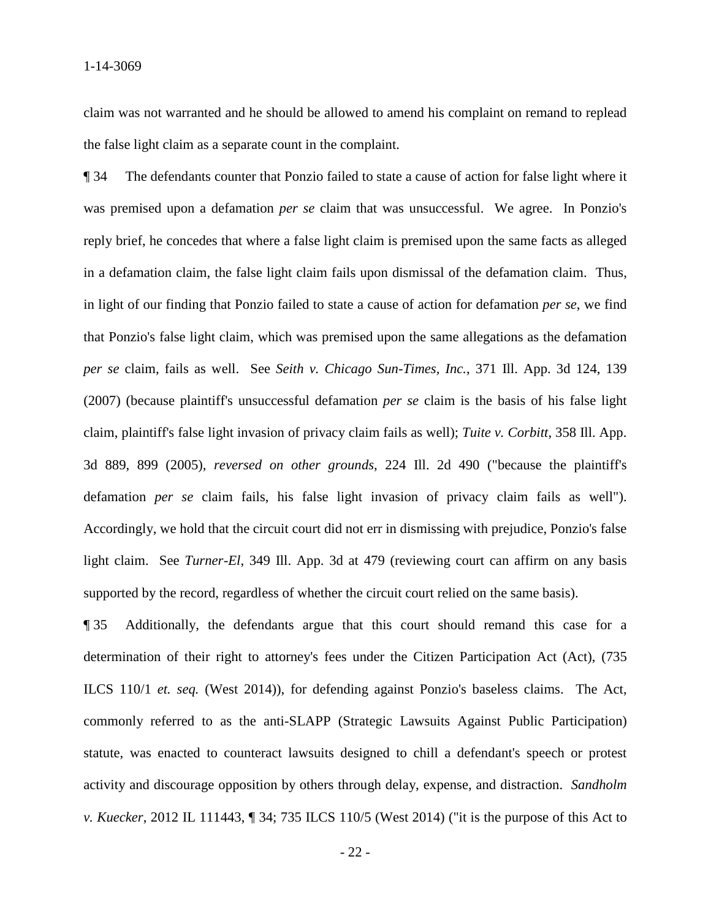claim was not warranted and he should be allowed to amend his complaint on remand to replead the false light claim as a separate count in the complaint.

¶ 34 The defendants counter that Ponzio failed to state a cause of action for false light where it was premised upon a defamation *per se* claim that was unsuccessful. We agree. In Ponzio's reply brief, he concedes that where a false light claim is premised upon the same facts as alleged in a defamation claim, the false light claim fails upon dismissal of the defamation claim. Thus, in light of our finding that Ponzio failed to state a cause of action for defamation *per se*, we find that Ponzio's false light claim, which was premised upon the same allegations as the defamation *per se* claim, fails as well. See *Seith v. Chicago Sun-Times, Inc.*, 371 Ill. App. 3d 124, 139 (2007) (because plaintiff's unsuccessful defamation *per se* claim is the basis of his false light claim, plaintiff's false light invasion of privacy claim fails as well); *Tuite v. Corbitt*, 358 Ill. App. 3d 889, 899 (2005), *reversed on other grounds*, 224 Ill. 2d 490 ("because the plaintiff's defamation *per se* claim fails, his false light invasion of privacy claim fails as well"). Accordingly, we hold that the circuit court did not err in dismissing with prejudice, Ponzio's false light claim. See *Turner-El*, 349 Ill. App. 3d at 479 (reviewing court can affirm on any basis supported by the record, regardless of whether the circuit court relied on the same basis).

¶ 35 Additionally, the defendants argue that this court should remand this case for a determination of their right to attorney's fees under the Citizen Participation Act (Act), (735 ILCS 110/1 *et. seq.* (West 2014)), for defending against Ponzio's baseless claims. The Act, commonly referred to as the anti-SLAPP (Strategic Lawsuits Against Public Participation) statute, was enacted to counteract lawsuits designed to chill a defendant's speech or protest activity and discourage opposition by others through delay, expense, and distraction. *Sandholm v. Kuecker*, 2012 IL 111443, ¶ 34; 735 ILCS 110/5 (West 2014) ("it is the purpose of this Act to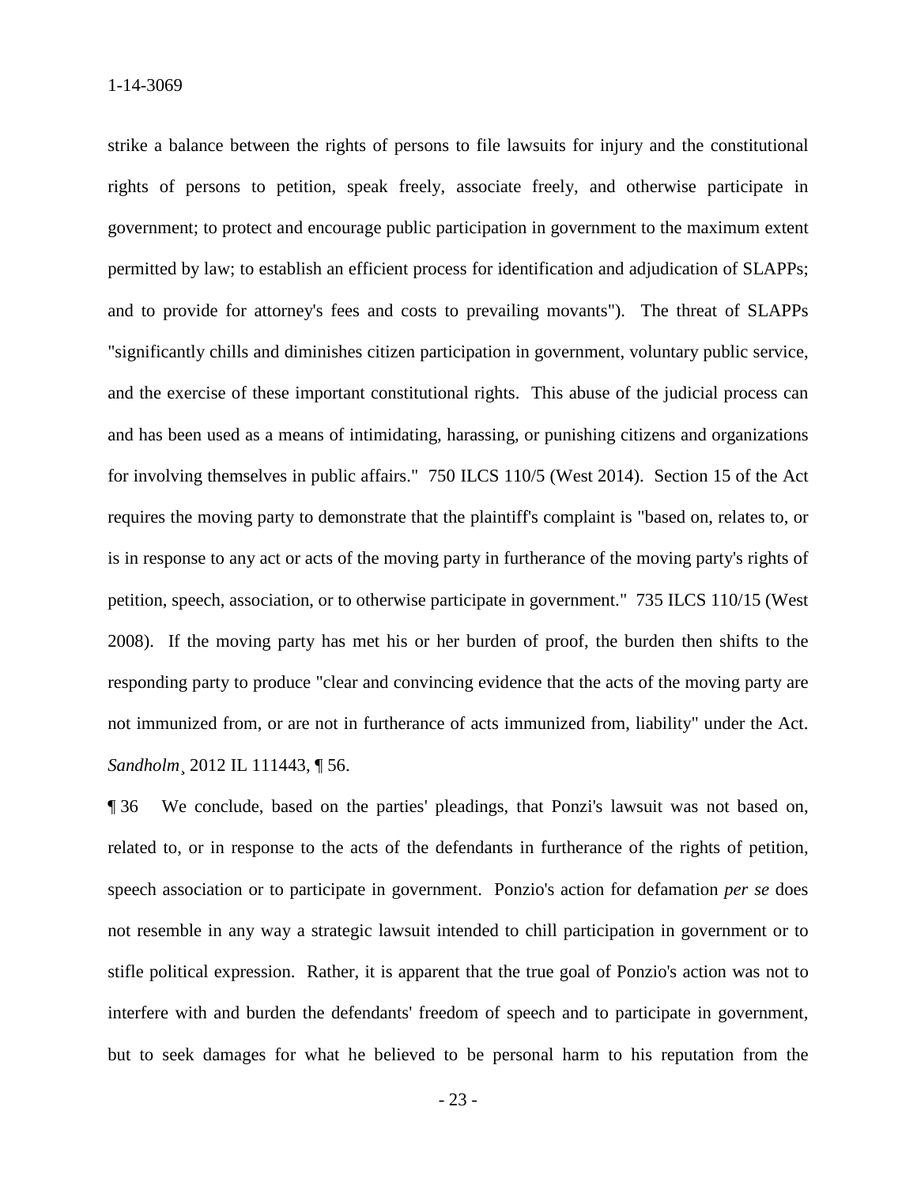strike a balance between the rights of persons to file lawsuits for injury and the constitutional rights of persons to petition, speak freely, associate freely, and otherwise participate in government; to protect and encourage public participation in government to the maximum extent permitted by law; to establish an efficient process for identification and adjudication of SLAPPs; and to provide for attorney's fees and costs to prevailing movants"). The threat of SLAPPs "significantly chills and diminishes citizen participation in government, voluntary public service, and the exercise of these important constitutional rights. This abuse of the judicial process can and has been used as a means of intimidating, harassing, or punishing citizens and organizations for involving themselves in public affairs." 750 ILCS 110/5 (West 2014). Section 15 of the Act requires the moving party to demonstrate that the plaintiff's complaint is "based on, relates to, or is in response to any act or acts of the moving party in furtherance of the moving party's rights of petition, speech, association, or to otherwise participate in government." 735 ILCS 110/15 (West 2008). If the moving party has met his or her burden of proof, the burden then shifts to the responding party to produce "clear and convincing evidence that the acts of the moving party are not immunized from, or are not in furtherance of acts immunized from, liability" under the Act. *Sandholm*¸ 2012 IL 111443, ¶ 56.

¶ 36 We conclude, based on the parties' pleadings, that Ponzi's lawsuit was not based on, related to, or in response to the acts of the defendants in furtherance of the rights of petition, speech association or to participate in government. Ponzio's action for defamation *per se* does not resemble in any way a strategic lawsuit intended to chill participation in government or to stifle political expression. Rather, it is apparent that the true goal of Ponzio's action was not to interfere with and burden the defendants' freedom of speech and to participate in government, but to seek damages for what he believed to be personal harm to his reputation from the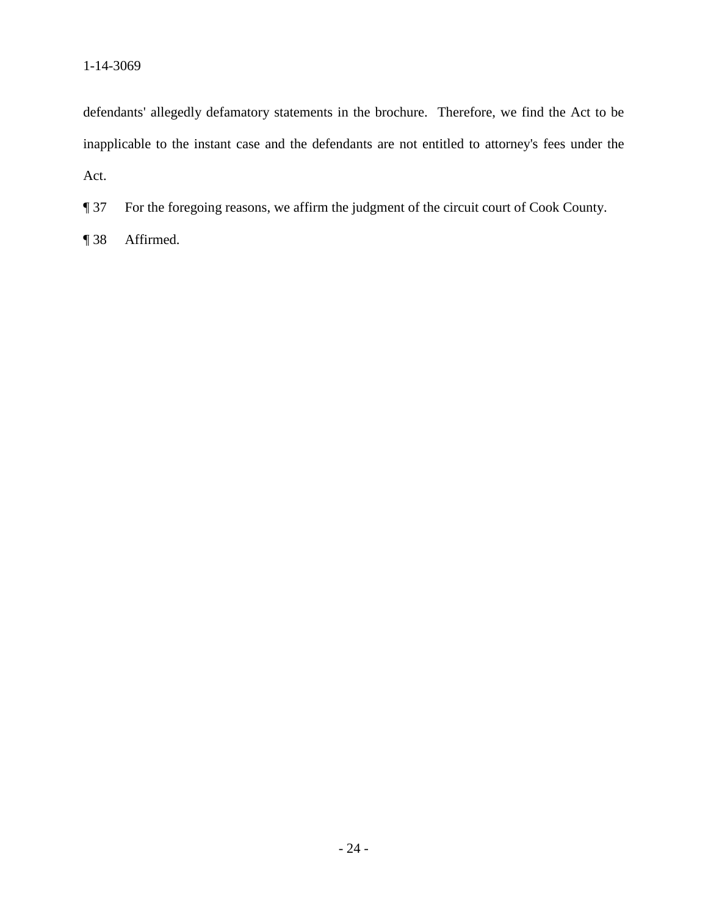defendants' allegedly defamatory statements in the brochure. Therefore, we find the Act to be inapplicable to the instant case and the defendants are not entitled to attorney's fees under the Act.

¶ 37 For the foregoing reasons, we affirm the judgment of the circuit court of Cook County.

¶ 38 Affirmed.